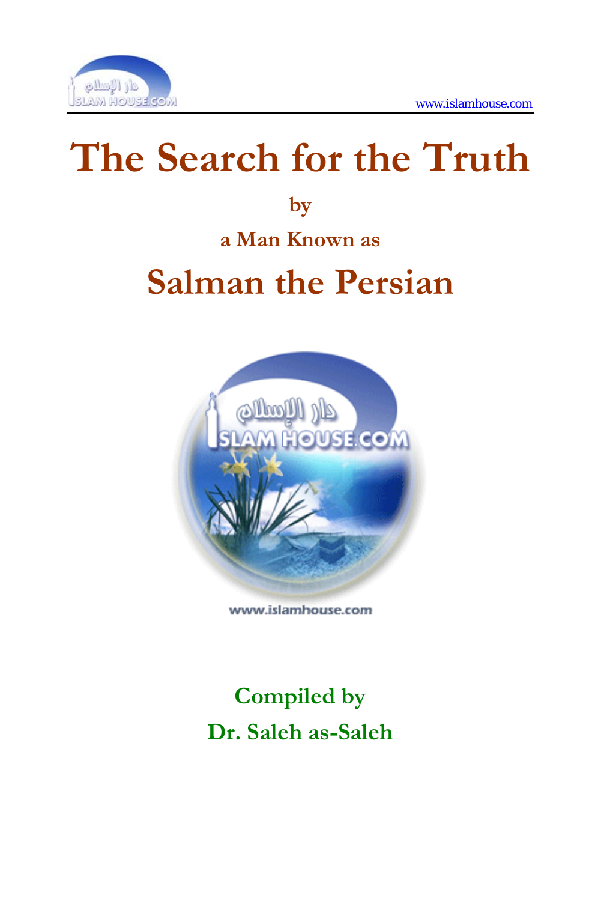# The Search for the Truth

**by**

**a Man Known as**

## Salman the Persian

www.islamhouse.com

**Compiled by**

**Dr. Saleh as-Saleh**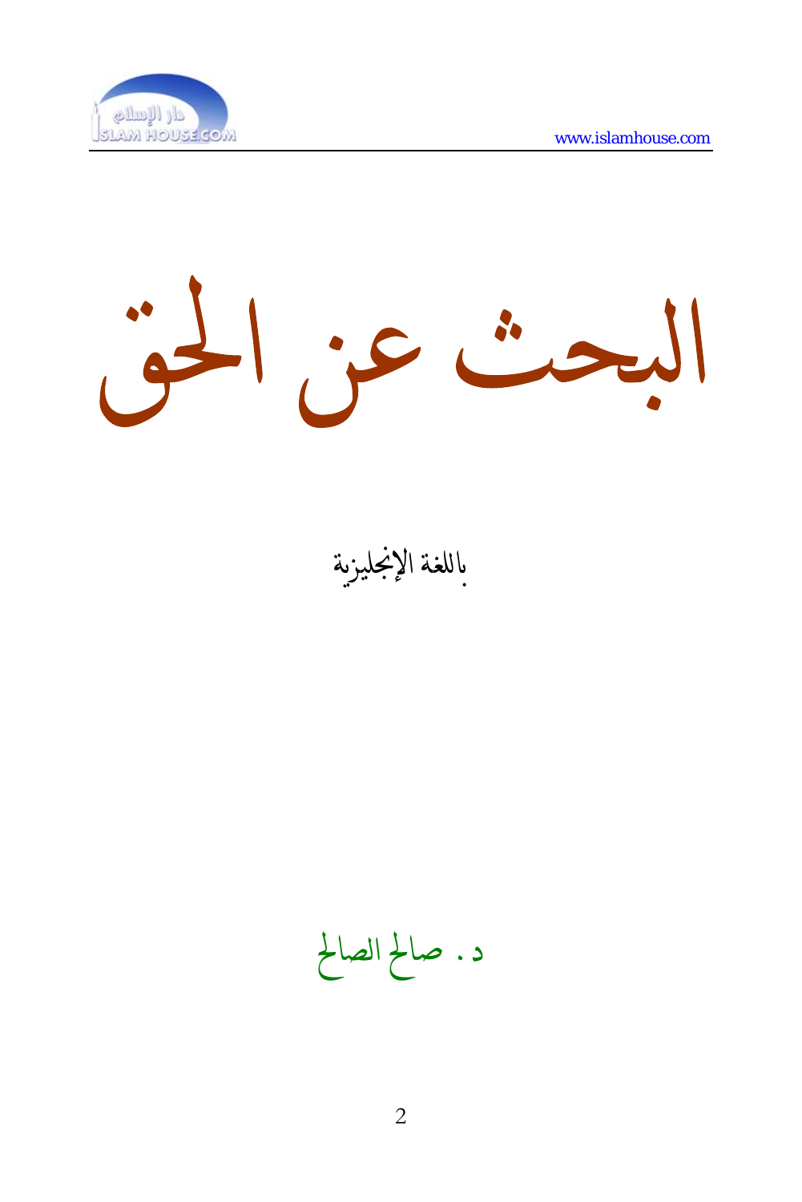# البحث عن الحق

باللغة الإنجليزية

د . صالح الصالح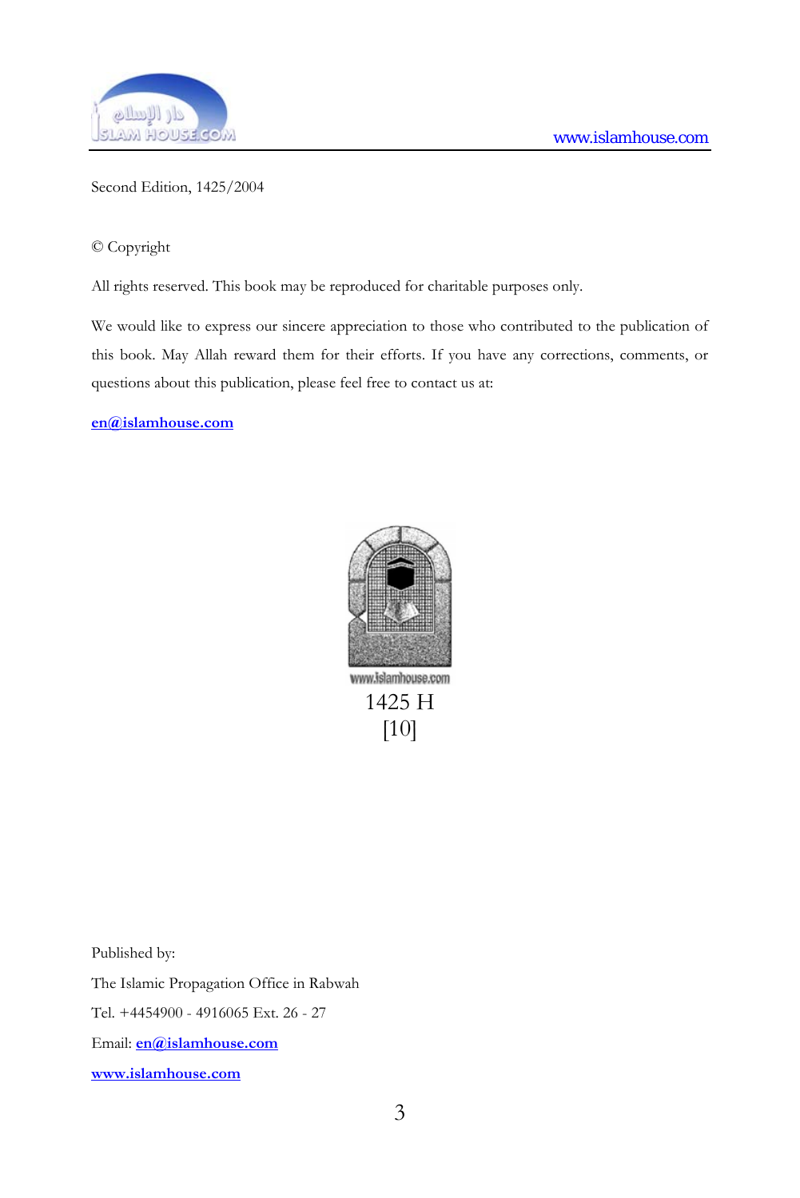Second Edition, 1425/2004

© Copyright

All rights reserved. This book may be reproduced for charitable purposes only.

We would like to express our sincere appreciation to those who contributed to the publication of this book. May Allah reward them for their efforts. If you have any corrections, comments, or questions about this publication, please feel free to contact us at:

**en@islamhouse.com**

www.islamhouse.com

1425 H

[10]

Published by:

The Islamic Propagation Office in Rabwah

Tel. +4454900 - 4916065 Ext. 26 - 27

Email: **en@islamhouse.com**

**www.islamhouse.com**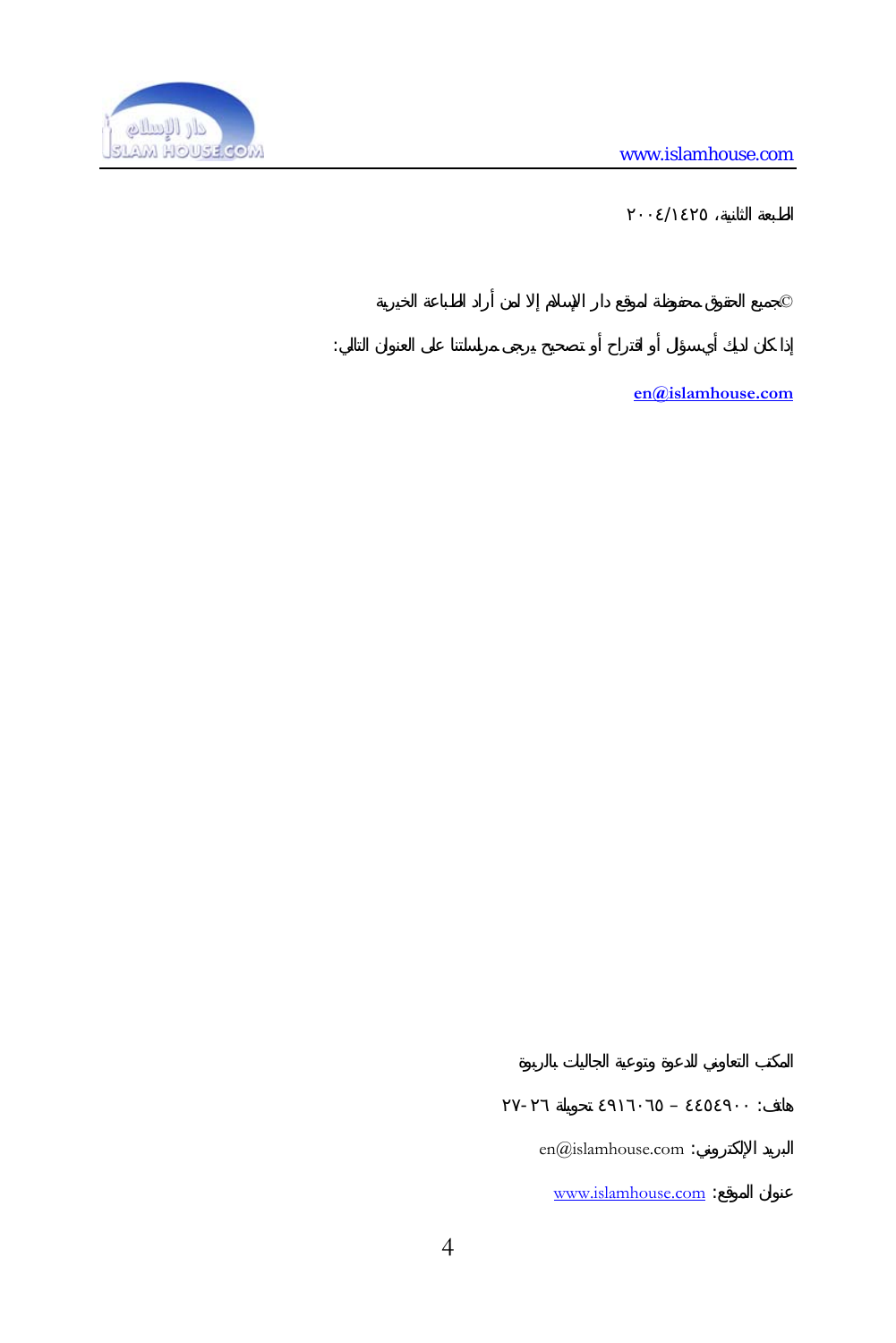www.islamhouse.com

الطبعة الثانية، ١٤٢٥/٢٠٠٤

©جميع الحقوق محفوظة لموقع دار الإسلام إلا لمن أراد الطباعة الخيرية

إذا كان لديك أي سؤال أو اقتراح أو تصحيح يرجى مراسلتنا على العنوان التالي:

**en@islamhouse.com**

المكتب التعاوني للدعوة وتوعية الجاليات بالربوة

هاتف: ٤٤٥٤٩٠٠ – ٤٩١٦٠٦٥ تحويلة ٢٦-٢٧

البريد الإلكتروني: en@islamhouse.com

عنوان الموقع: www.islamhouse.com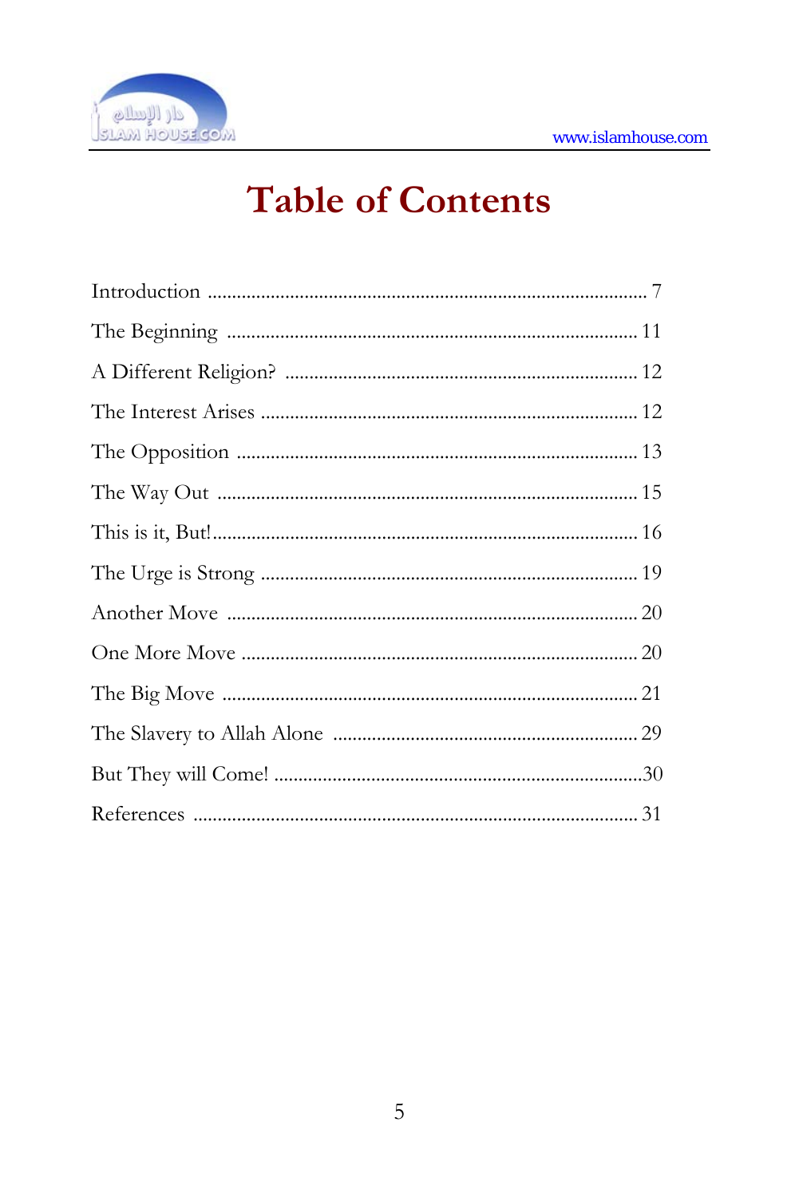# Table of Contents

Introduction ........................................................................................ 7

The Beginning ................................................................................... 11

A Different Religion? ....................................................................... 12

The Interest Arises ........................................................................... 12

The Opposition ................................................................................. 13

The Way Out ..................................................................................... 15

This is it, But!...................................................................................... 16

The Urge is Strong ............................................................................ 19

Another Move ................................................................................... 20

One More Move ................................................................................ 20

The Big Move .................................................................................... 21

The Slavery to Allah Alone .............................................................. 29

But They will Come! ..........................................................................30

References .......................................................................................... 31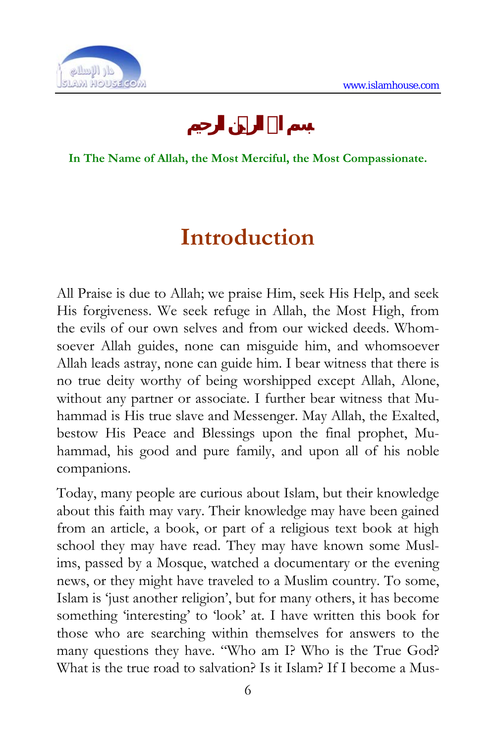بسم الله الرحمن الرحيم

**In The Name of Allah, the Most Merciful, the Most Compassionate.**

# Introduction

All Praise is due to Allah; we praise Him, seek His Help, and seek His forgiveness. We seek refuge in Allah, the Most High, from the evils of our own selves and from our wicked deeds. Whomsoever Allah guides, none can misguide him, and whomsoever Allah leads astray, none can guide him. I bear witness that there is no true deity worthy of being worshipped except Allah, Alone, without any partner or associate. I further bear witness that Muhammad is His true slave and Messenger. May Allah, the Exalted, bestow His Peace and Blessings upon the final prophet, Muhammad, his good and pure family, and upon all of his noble companions.

Today, many people are curious about Islam, but their knowledge about this faith may vary. Their knowledge may have been gained from an article, a book, or part of a religious text book at high school they may have read. They may have known some Muslims, passed by a Mosque, watched a documentary or the evening news, or they might have traveled to a Muslim country. To some, Islam is 'just another religion', but for many others, it has become something 'interesting' to 'look' at. I have written this book for those who are searching within themselves for answers to the many questions they have. "Who am I? Who is the True God? What is the true road to salvation? Is it Islam? If I become a Mus-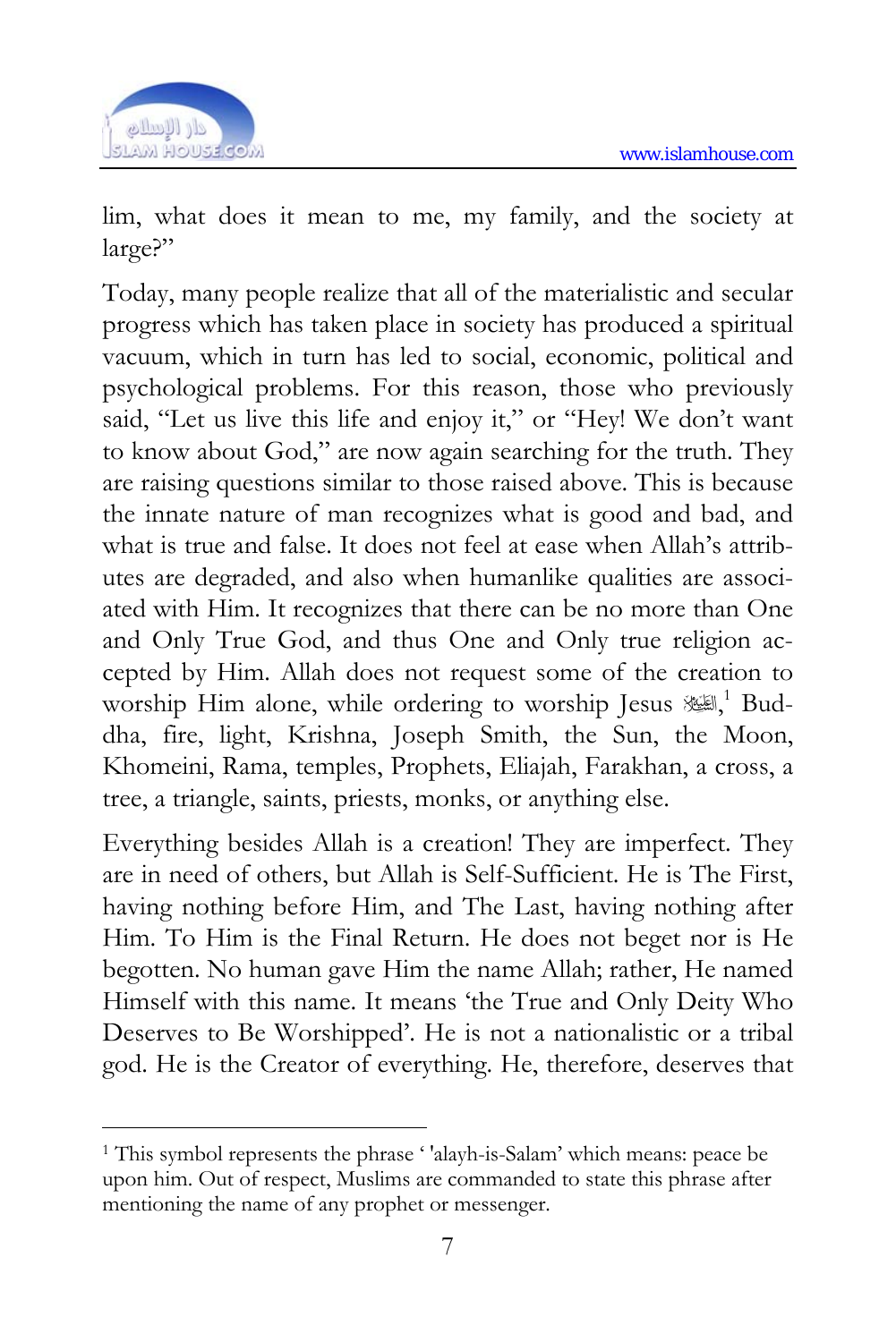lim, what does it mean to me, my family, and the society at large?"

Today, many people realize that all of the materialistic and secular progress which has taken place in society has produced a spiritual vacuum, which in turn has led to social, economic, political and psychological problems. For this reason, those who previously said, "Let us live this life and enjoy it," or "Hey! We don't want to know about God," are now again searching for the truth. They are raising questions similar to those raised above. This is because the innate nature of man recognizes what is good and bad, and what is true and false. It does not feel at ease when Allah's attributes are degraded, and also when humanlike qualities are associated with Him. It recognizes that there can be no more than One and Only True God, and thus One and Only true religion accepted by Him. Allah does not request some of the creation to worship Him alone, while ordering to worship Jesus ﷺ,[1] Buddha, fire, light, Krishna, Joseph Smith, the Sun, the Moon, Khomeini, Rama, temples, Prophets, Eliajah, Farakhan, a cross, a tree, a triangle, saints, priests, monks, or anything else.

Everything besides Allah is a creation! They are imperfect. They are in need of others, but Allah is Self-Sufficient. He is The First, having nothing before Him, and The Last, having nothing after Him. To Him is the Final Return. He does not beget nor is He begotten. No human gave Him the name Allah; rather, He named Himself with this name. It means 'the True and Only Deity Who Deserves to Be Worshipped'. He is not a nationalistic or a tribal god. He is the Creator of everything. He, therefore, deserves that

---

[1] This symbol represents the phrase ' 'alayh-is-Salam' which means: peace be upon him. Out of respect, Muslims are commanded to state this phrase after mentioning the name of any prophet or messenger.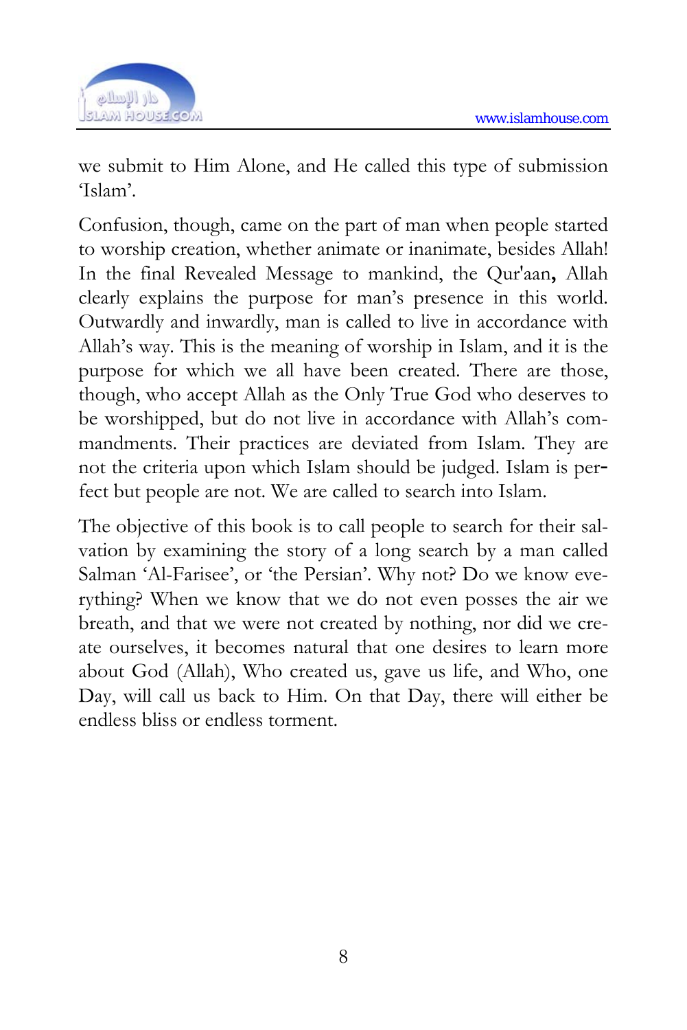we submit to Him Alone, and He called this type of submission 'Islam'.

Confusion, though, came on the part of man when people started to worship creation, whether animate or inanimate, besides Allah! In the final Revealed Message to mankind, the Qur'aan**,** Allah clearly explains the purpose for man's presence in this world. Outwardly and inwardly, man is called to live in accordance with Allah's way. This is the meaning of worship in Islam, and it is the purpose for which we all have been created. There are those, though, who accept Allah as the Only True God who deserves to be worshipped, but do not live in accordance with Allah's commandments. Their practices are deviated from Islam. They are not the criteria upon which Islam should be judged. Islam is perfect but people are not. We are called to search into Islam.

The objective of this book is to call people to search for their salvation by examining the story of a long search by a man called Salman 'Al-Farisee', or 'the Persian'. Why not? Do we know everything? When we know that we do not even posses the air we breath, and that we were not created by nothing, nor did we create ourselves, it becomes natural that one desires to learn more about God (Allah), Who created us, gave us life, and Who, one Day, will call us back to Him. On that Day, there will either be endless bliss or endless torment.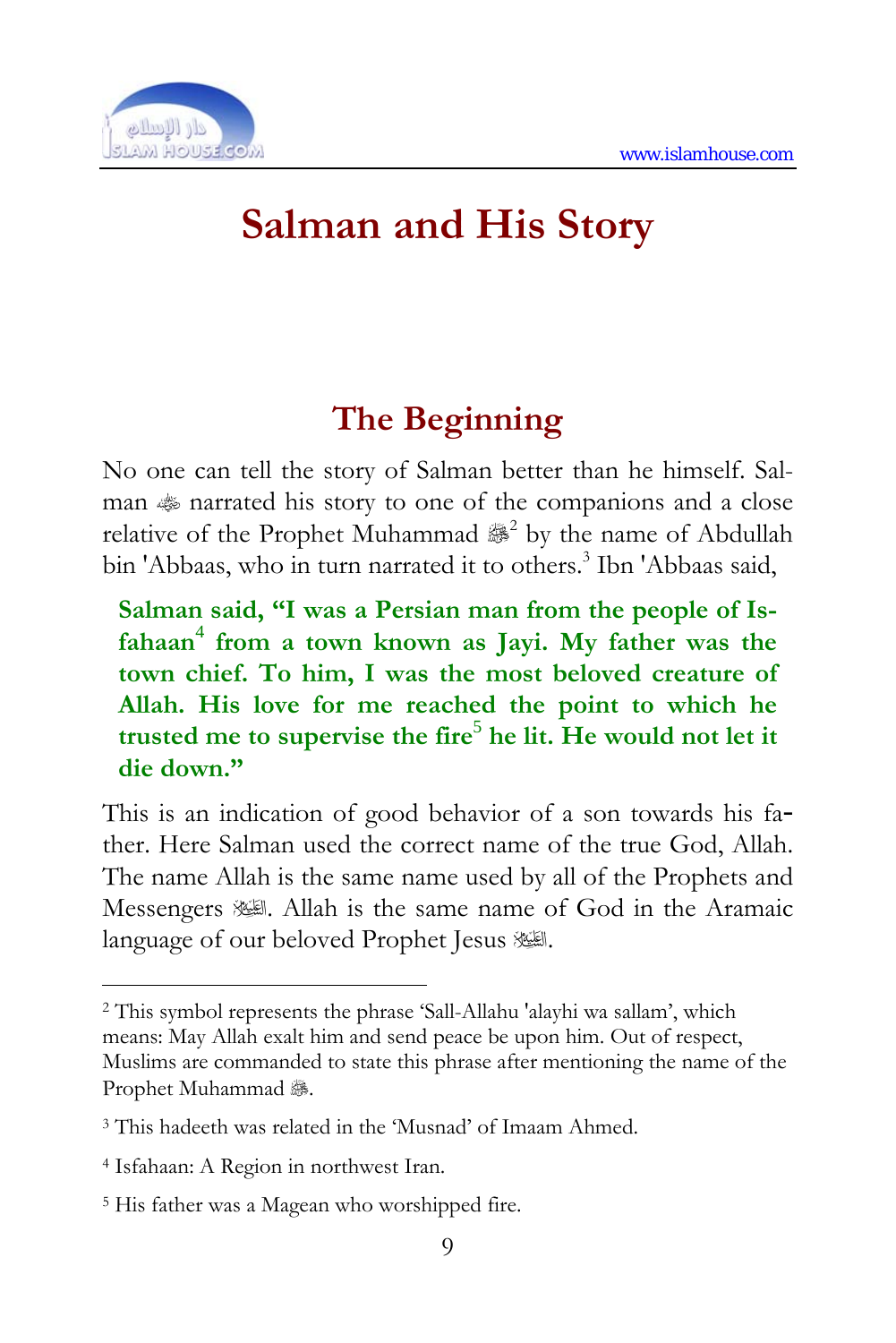# Salman and His Story

## The Beginning

No one can tell the story of Salman better than he himself. Salman ﷺ narrated his story to one of the companions and a close relative of the Prophet Muhammad ﷺ[2] by the name of Abdullah bin 'Abbaas, who in turn narrated it to others.[3] Ibn 'Abbaas said,

> **Salman said, "I was a Persian man from the people of Isfahaan[4] from a town known as Jayi. My father was the town chief. To him, I was the most beloved creature of Allah. His love for me reached the point to which he trusted me to supervise the fire[5] he lit. He would not let it die down."**

This is an indication of good behavior of a son towards his father. Here Salman used the correct name of the true God, Allah. The name Allah is the same name used by all of the Prophets and Messengers ﷺ. Allah is the same name of God in the Aramaic language of our beloved Prophet Jesus ﷺ.

---

[2] This symbol represents the phrase 'Sall-Allahu 'alayhi wa sallam', which means: May Allah exalt him and send peace be upon him. Out of respect, Muslims are commanded to state this phrase after mentioning the name of the Prophet Muhammad ﷺ.

[3] This hadeeth was related in the 'Musnad' of Imaam Ahmed.

[4] Isfahaan: A Region in northwest Iran.

[5] His father was a Magean who worshipped fire.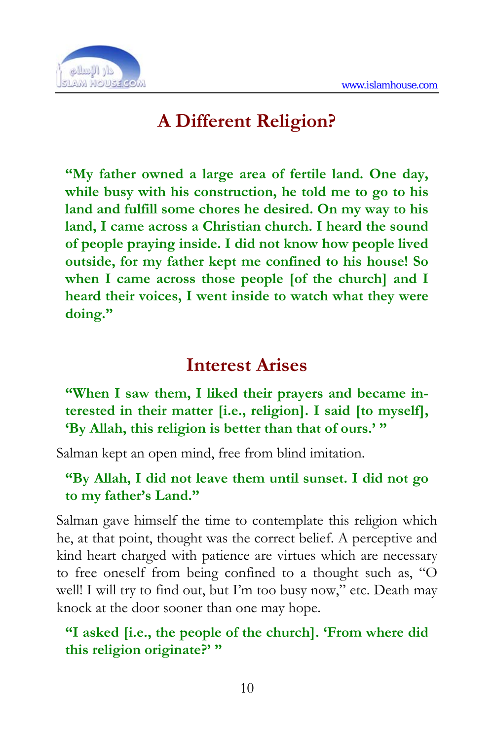## A Different Religion?

**"My father owned a large area of fertile land. One day, while busy with his construction, he told me to go to his land and fulfill some chores he desired. On my way to his land, I came across a Christian church. I heard the sound of people praying inside. I did not know how people lived outside, for my father kept me confined to his house! So when I came across those people [of the church] and I heard their voices, I went inside to watch what they were doing."**

## Interest Arises

**"When I saw them, I liked their prayers and became interested in their matter [i.e., religion]. I said [to myself], 'By Allah, this religion is better than that of ours.' "**

Salman kept an open mind, free from blind imitation.

**"By Allah, I did not leave them until sunset. I did not go to my father's Land."**

Salman gave himself the time to contemplate this religion which he, at that point, thought was the correct belief. A perceptive and kind heart charged with patience are virtues which are necessary to free oneself from being confined to a thought such as, "O well! I will try to find out, but I'm too busy now," etc. Death may knock at the door sooner than one may hope.

**"I asked [i.e., the people of the church]. 'From where did this religion originate?' "**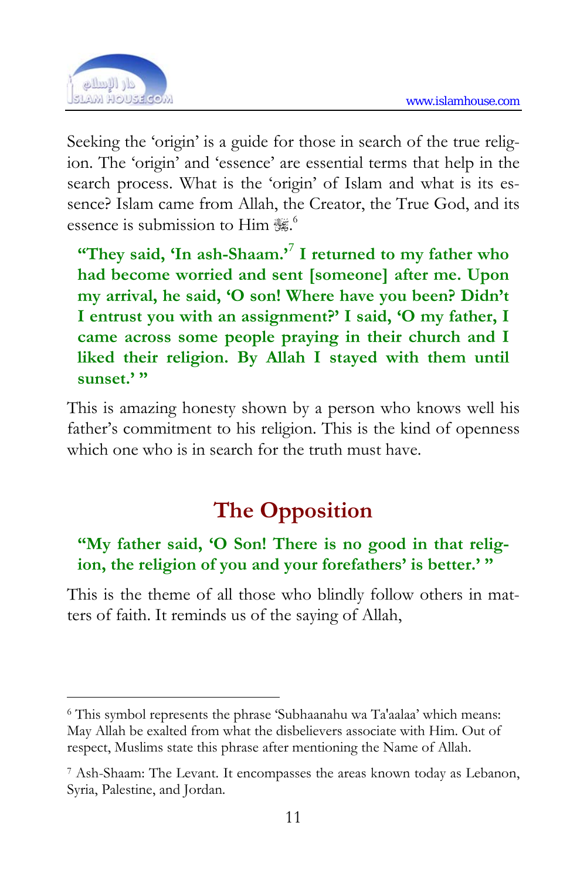Seeking the 'origin' is a guide for those in search of the true religion. The 'origin' and 'essence' are essential terms that help in the search process. What is the 'origin' of Islam and what is its essence? Islam came from Allah, the Creator, the True God, and its essence is submission to Him ﷻ.[6]

**"They said, 'In ash-Shaam.'[7] I returned to my father who had become worried and sent [someone] after me. Upon my arrival, he said, 'O son! Where have you been? Didn't I entrust you with an assignment?' I said, 'O my father, I came across some people praying in their church and I liked their religion. By Allah I stayed with them until sunset.' "**

This is amazing honesty shown by a person who knows well his father's commitment to his religion. This is the kind of openness which one who is in search for the truth must have.

## The Opposition

**"My father said, 'O Son! There is no good in that religion, the religion of you and your forefathers' is better.' "**

This is the theme of all those who blindly follow others in matters of faith. It reminds us of the saying of Allah,

---

[6] This symbol represents the phrase 'Subhaanahu wa Ta'aalaa' which means: May Allah be exalted from what the disbelievers associate with Him. Out of respect, Muslims state this phrase after mentioning the Name of Allah.

[7] Ash-Shaam: The Levant. It encompasses the areas known today as Lebanon, Syria, Palestine, and Jordan.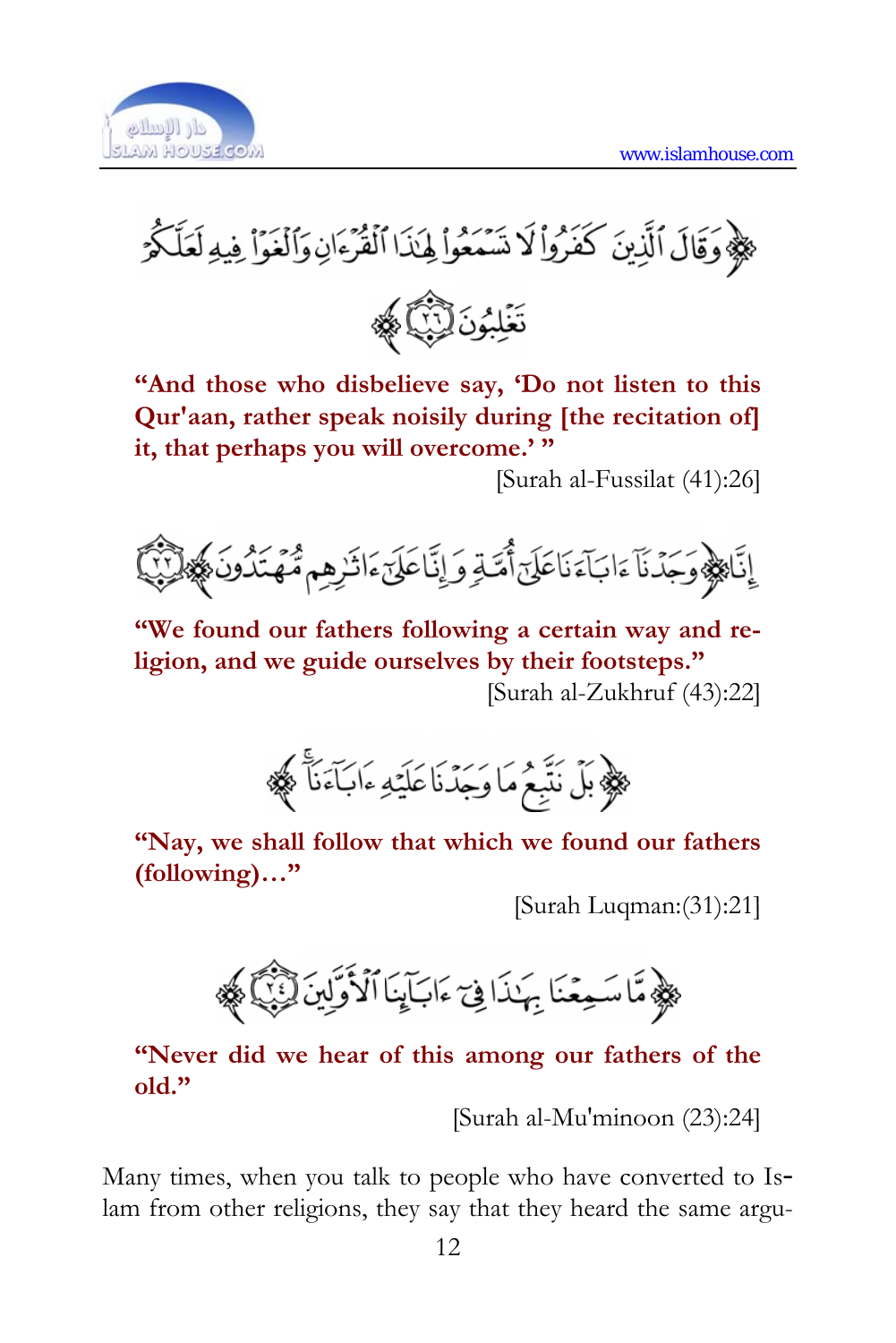﴿وَقَالَ ٱلَّذِينَ كَفَرُوا۟ لَا تَسْمَعُوا۟ لِهَٰذَا ٱلْقُرْءَانِ وَٱلْغَوْا۟ فِيهِ لَعَلَّكُمْ تَغْلِبُونَ ﴿٢٦﴾﴾

**"And those who disbelieve say, 'Do not listen to this Qur'aan, rather speak noisily during [the recitation of] it, that perhaps you will overcome.' "**

[Surah al-Fussilat (41):26]

﴿إِنَّا وَجَدْنَآ ءَابَآءَنَا عَلَىٰٓ أُمَّةٍ وَإِنَّا عَلَىٰٓ ءَاثَٰرِهِم مُّهْتَدُونَ ﴿٢٢﴾﴾

**"We found our fathers following a certain way and religion, and we guide ourselves by their footsteps."**

[Surah al-Zukhruf (43):22]

﴿بَلْ نَتَّبِعُ مَا وَجَدْنَا عَلَيْهِ ءَابَآءَنَآ﴾

**"Nay, we shall follow that which we found our fathers (following)…"**

[Surah Luqman:(31):21]

﴿مَّا سَمِعْنَا بِهَٰذَا فِىٓ ءَابَآئِنَا ٱلْأَوَّلِينَ ﴿٢٤﴾﴾

**"Never did we hear of this among our fathers of the old."**

[Surah al-Mu'minoon (23):24]

Many times, when you talk to people who have converted to Islam from other religions, they say that they heard the same argu-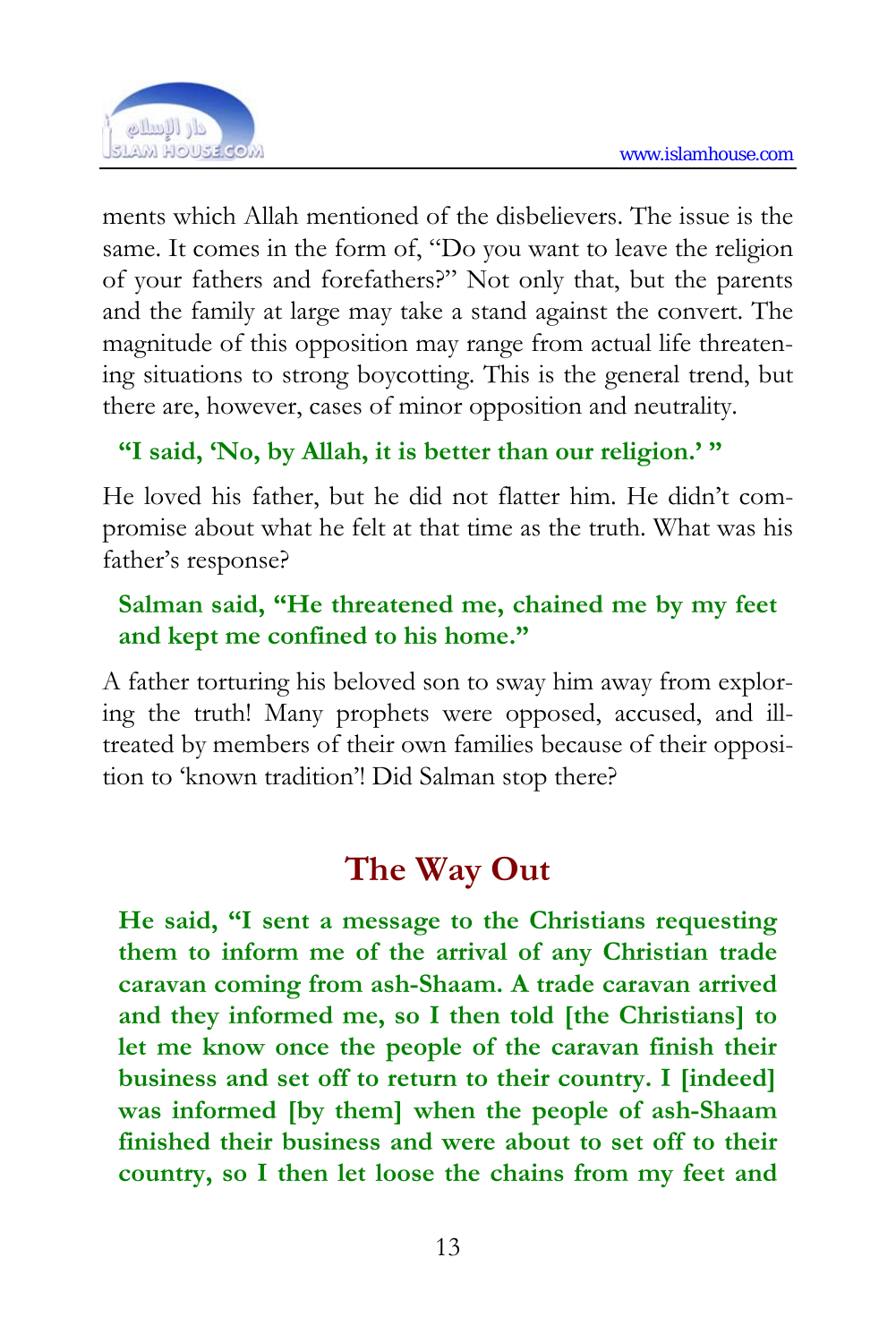ments which Allah mentioned of the disbelievers. The issue is the same. It comes in the form of, "Do you want to leave the religion of your fathers and forefathers?" Not only that, but the parents and the family at large may take a stand against the convert. The magnitude of this opposition may range from actual life threatening situations to strong boycotting. This is the general trend, but there are, however, cases of minor opposition and neutrality.

**"I said, 'No, by Allah, it is better than our religion.' "**

He loved his father, but he did not flatter him. He didn't compromise about what he felt at that time as the truth. What was his father's response?

**Salman said, "He threatened me, chained me by my feet and kept me confined to his home."**

A father torturing his beloved son to sway him away from exploring the truth! Many prophets were opposed, accused, and ill-treated by members of their own families because of their opposition to 'known tradition'! Did Salman stop there?

## The Way Out

**He said, "I sent a message to the Christians requesting them to inform me of the arrival of any Christian trade caravan coming from ash-Shaam. A trade caravan arrived and they informed me, so I then told [the Christians] to let me know once the people of the caravan finish their business and set off to return to their country. I [indeed] was informed [by them] when the people of ash-Shaam finished their business and were about to set off to their country, so I then let loose the chains from my feet and**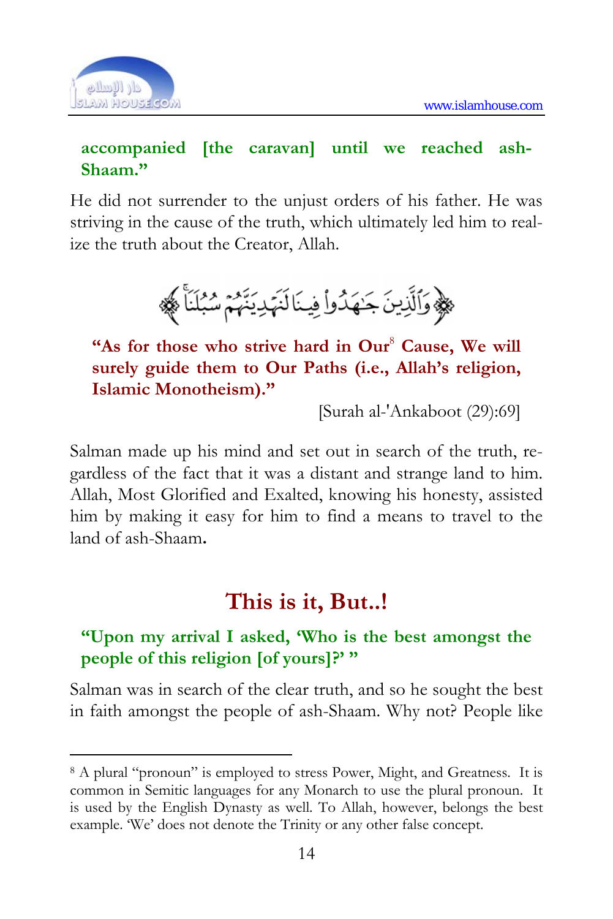**accompanied [the caravan] until we reached ash-Shaam."**

He did not surrender to the unjust orders of his father. He was striving in the cause of the truth, which ultimately led him to realize the truth about the Creator, Allah.

﴿وَٱلَّذِينَ جَٰهَدُواْ فِينَا لَنَهۡدِيَنَّهُمۡ سُبُلَنَاۚ﴾

**"As for those who strive hard in Our[8] Cause, We will surely guide them to Our Paths (i.e., Allah's religion, Islamic Monotheism)."**

[Surah al-'Ankaboot (29):69]

Salman made up his mind and set out in search of the truth, regardless of the fact that it was a distant and strange land to him. Allah, Most Glorified and Exalted, knowing his honesty, assisted him by making it easy for him to find a means to travel to the land of ash-Shaam.

## This is it, But..!

**"Upon my arrival I asked, 'Who is the best amongst the people of this religion [of yours]?' "**

Salman was in search of the clear truth, and so he sought the best in faith amongst the people of ash-Shaam. Why not? People like

---

[8] A plural "pronoun" is employed to stress Power, Might, and Greatness. It is common in Semitic languages for any Monarch to use the plural pronoun. It is used by the English Dynasty as well. To Allah, however, belongs the best example. 'We' does not denote the Trinity or any other false concept.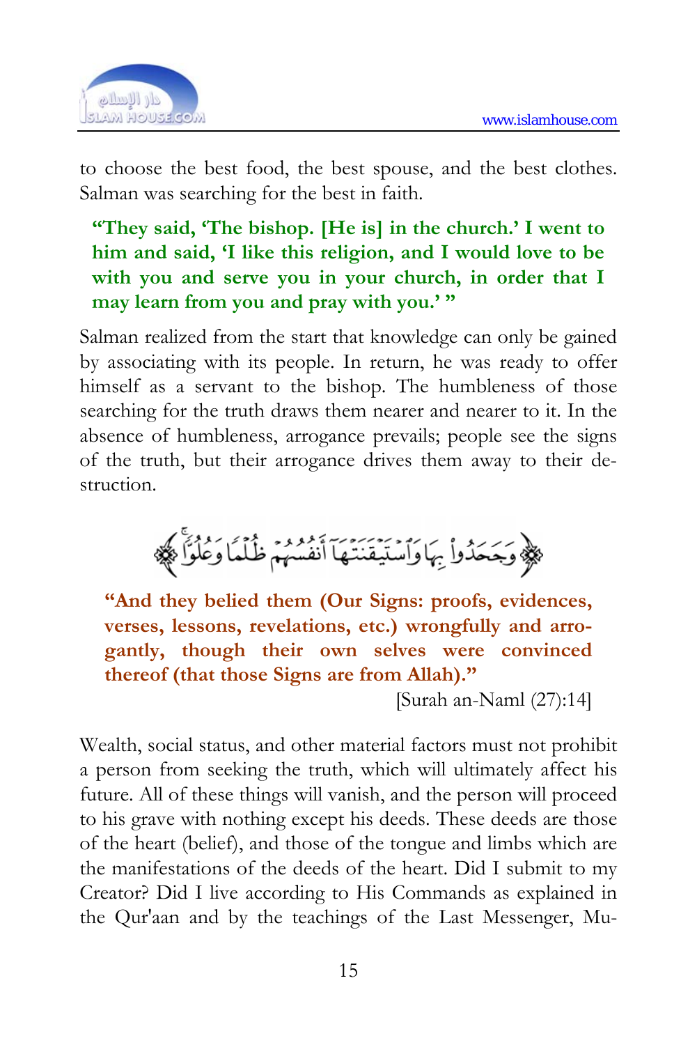to choose the best food, the best spouse, and the best clothes. Salman was searching for the best in faith.

> **"They said, 'The bishop. [He is] in the church.' I went to him and said, 'I like this religion, and I would love to be with you and serve you in your church, in order that I may learn from you and pray with you.' "**

Salman realized from the start that knowledge can only be gained by associating with its people. In return, he was ready to offer himself as a servant to the bishop. The humbleness of those searching for the truth draws them nearer and nearer to it. In the absence of humbleness, arrogance prevails; people see the signs of the truth, but their arrogance drives them away to their destruction.

﴿ وَجَحَدُوا۟ بِهَا وَٱسْتَيْقَنَتْهَآ أَنفُسُهُمْ ظُلْمًا وَعُلُوًّا ﴾

> **"And they belied them (Our Signs: proofs, evidences, verses, lessons, revelations, etc.) wrongfully and arrogantly, though their own selves were convinced thereof (that those Signs are from Allah)."**
>
> [Surah an-Naml (27):14]

Wealth, social status, and other material factors must not prohibit a person from seeking the truth, which will ultimately affect his future. All of these things will vanish, and the person will proceed to his grave with nothing except his deeds. These deeds are those of the heart (belief), and those of the tongue and limbs which are the manifestations of the deeds of the heart. Did I submit to my Creator? Did I live according to His Commands as explained in the Qur'aan and by the teachings of the Last Messenger, Mu-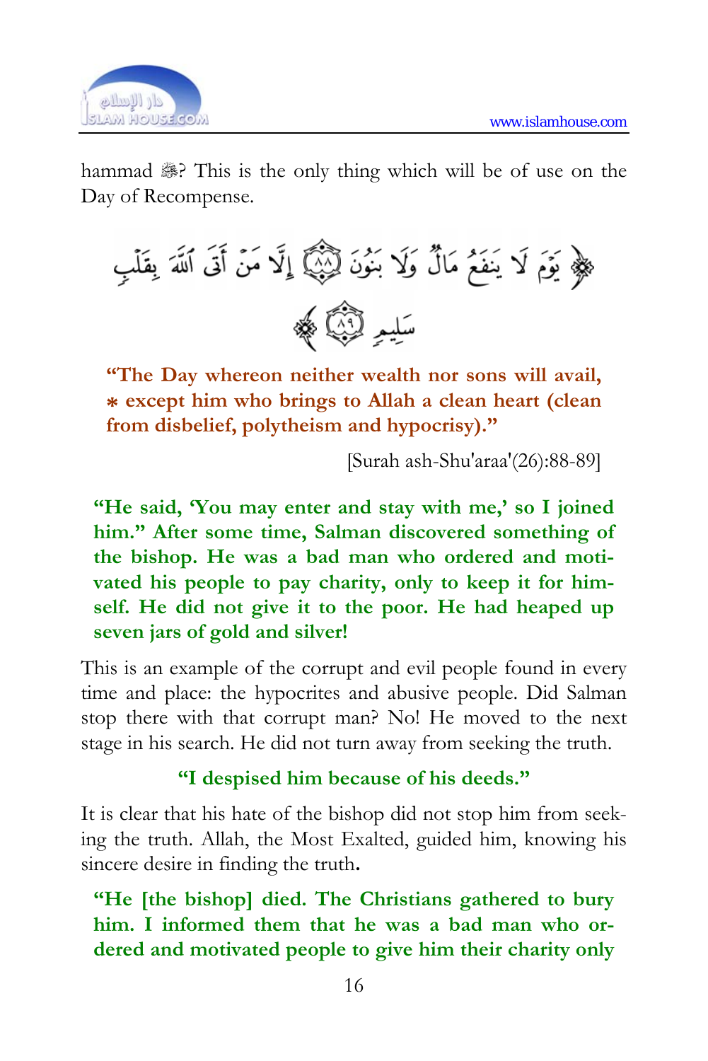hammad ﷺ? This is the only thing which will be of use on the Day of Recompense.

﴿ يَوْمَ لَا يَنفَعُ مَالٌ وَلَا بَنُونَ ۝٨٨ إِلَّا مَنْ أَتَى ٱللَّهَ بِقَلْبٍ سَلِيمٍ ۝٨٩ ﴾

**"The Day whereon neither wealth nor sons will avail, * except him who brings to Allah a clean heart (clean from disbelief, polytheism and hypocrisy)."**

[Surah ash-Shu'araa'(26):88-89]

**"He said, 'You may enter and stay with me,' so I joined him." After some time, Salman discovered something of the bishop. He was a bad man who ordered and motivated his people to pay charity, only to keep it for himself. He did not give it to the poor. He had heaped up seven jars of gold and silver!**

This is an example of the corrupt and evil people found in every time and place: the hypocrites and abusive people. Did Salman stop there with that corrupt man? No! He moved to the next stage in his search. He did not turn away from seeking the truth.

**"I despised him because of his deeds."**

It is clear that his hate of the bishop did not stop him from seeking the truth. Allah, the Most Exalted, guided him, knowing his sincere desire in finding the truth.

**"He [the bishop] died. The Christians gathered to bury him. I informed them that he was a bad man who ordered and motivated people to give him their charity only**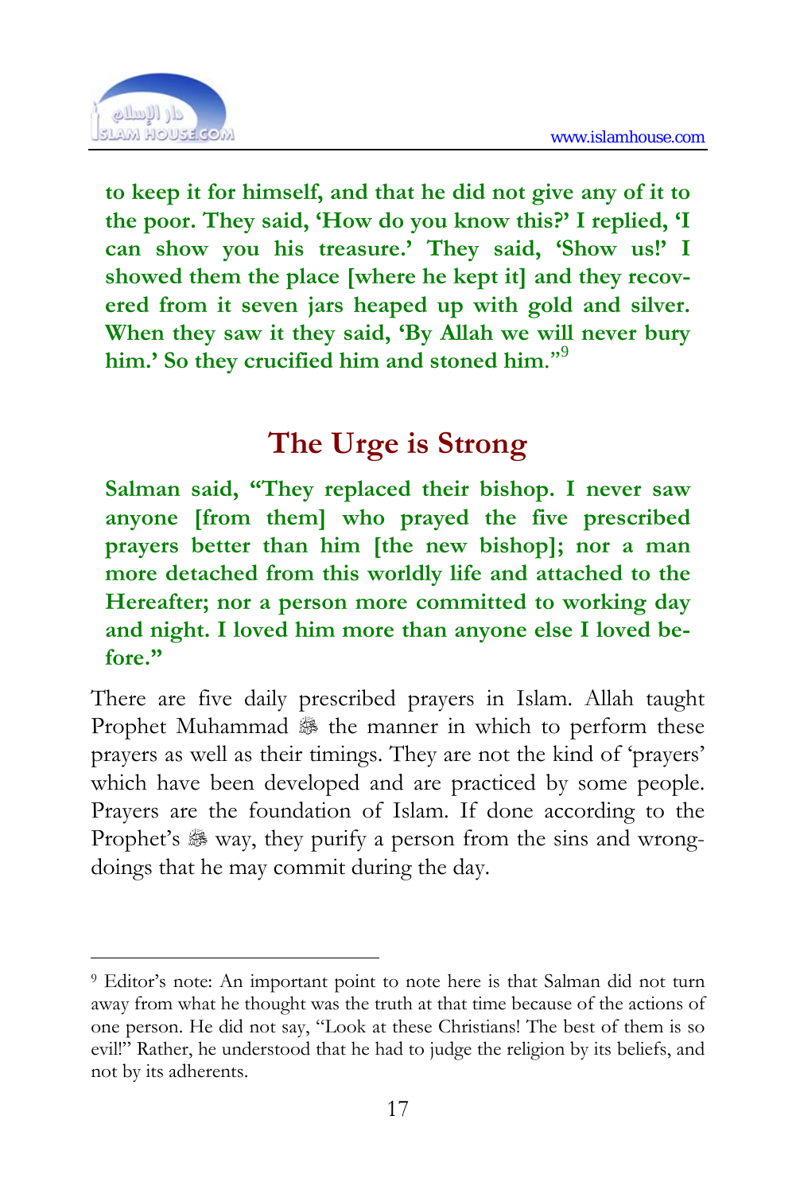**to keep it for himself, and that he did not give any of it to the poor. They said, 'How do you know this?' I replied, 'I can show you his treasure.' They said, 'Show us!' I showed them the place [where he kept it] and they recovered from it seven jars heaped up with gold and silver. When they saw it they said, 'By Allah we will never bury him.' So they crucified him and stoned him."**[9]

## The Urge is Strong

**Salman said, "They replaced their bishop. I never saw anyone [from them] who prayed the five prescribed prayers better than him [the new bishop]; nor a man more detached from this worldly life and attached to the Hereafter; nor a person more committed to working day and night. I loved him more than anyone else I loved before."**

There are five daily prescribed prayers in Islam. Allah taught Prophet Muhammad ﷺ the manner in which to perform these prayers as well as their timings. They are not the kind of 'prayers' which have been developed and are practiced by some people. Prayers are the foundation of Islam. If done according to the Prophet's ﷺ way, they purify a person from the sins and wrongdoings that he may commit during the day.

---

[9] Editor's note: An important point to note here is that Salman did not turn away from what he thought was the truth at that time because of the actions of one person. He did not say, "Look at these Christians! The best of them is so evil!" Rather, he understood that he had to judge the religion by its beliefs, and not by its adherents.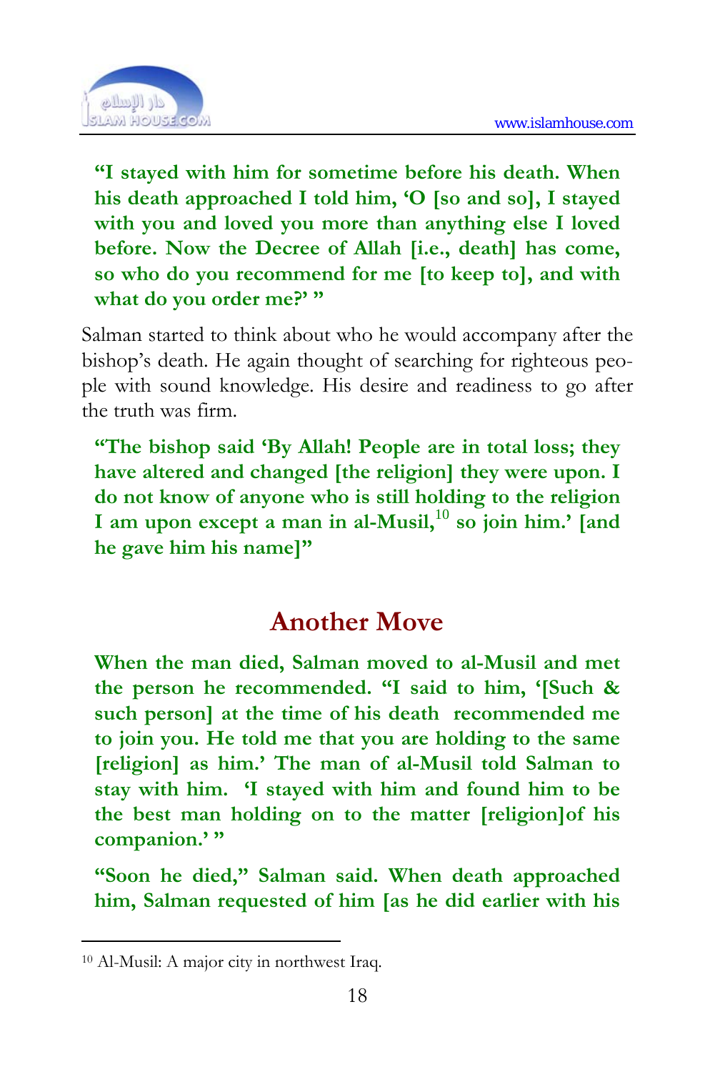**"I stayed with him for sometime before his death. When his death approached I told him, 'O [so and so], I stayed with you and loved you more than anything else I loved before. Now the Decree of Allah [i.e., death] has come, so who do you recommend for me [to keep to], and with what do you order me?' "**

Salman started to think about who he would accompany after the bishop's death. He again thought of searching for righteous people with sound knowledge. His desire and readiness to go after the truth was firm.

**"The bishop said 'By Allah! People are in total loss; they have altered and changed [the religion] they were upon. I do not know of anyone who is still holding to the religion I am upon except a man in al-Musil,[10] so join him.' [and he gave him his name]"**

## Another Move

**When the man died, Salman moved to al-Musil and met the person he recommended. "I said to him, '[Such & such person] at the time of his death recommended me to join you. He told me that you are holding to the same [religion] as him.' The man of al-Musil told Salman to stay with him. 'I stayed with him and found him to be the best man holding on to the matter [religion]of his companion.' "**

**"Soon he died," Salman said. When death approached him, Salman requested of him [as he did earlier with his**

---

[10] Al-Musil: A major city in northwest Iraq.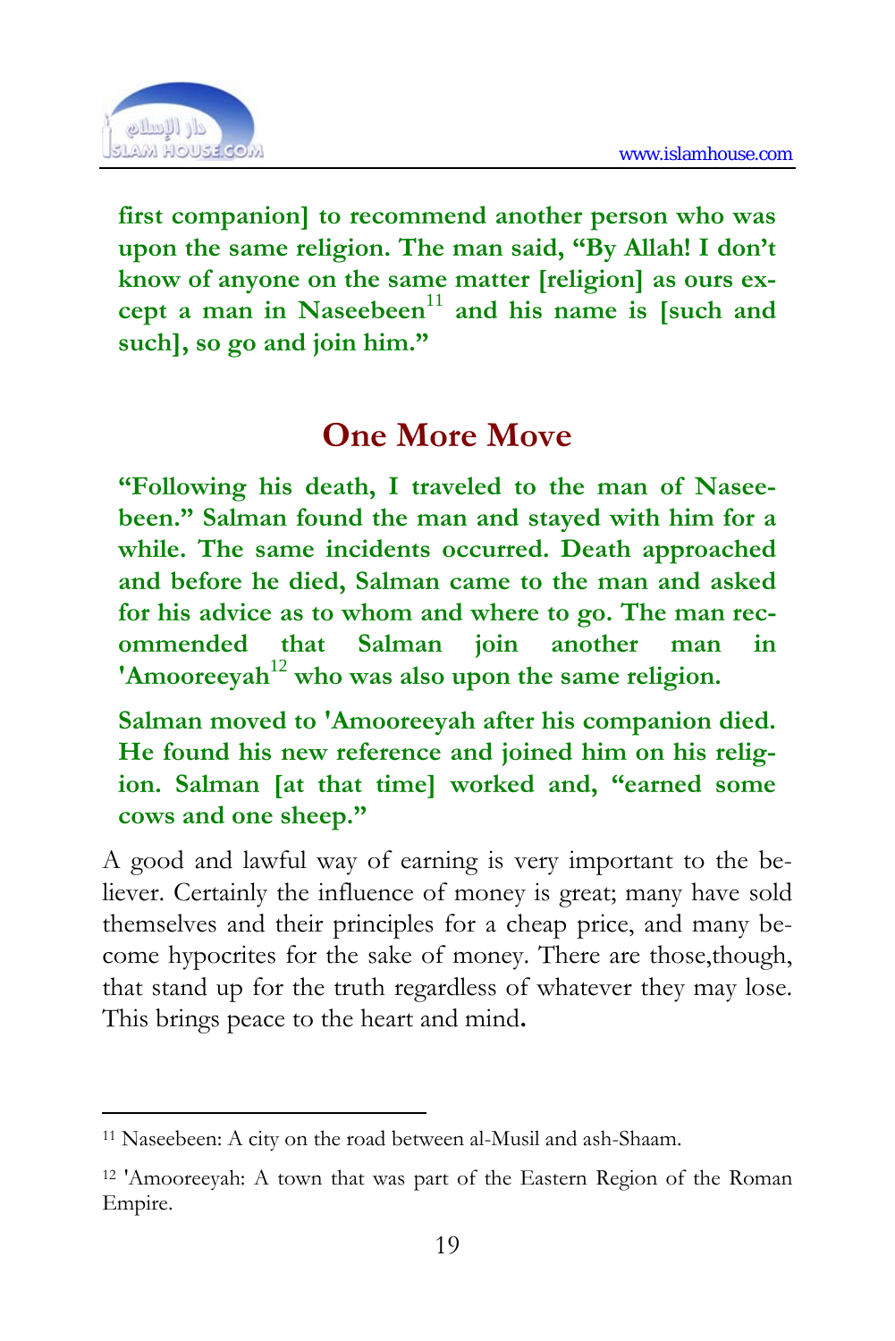**first companion] to recommend another person who was upon the same religion. The man said, "By Allah! I don't know of anyone on the same matter [religion] as ours except a man in Naseebeen[11] and his name is [such and such], so go and join him."**

## One More Move

**"Following his death, I traveled to the man of Naseebeen." Salman found the man and stayed with him for a while. The same incidents occurred. Death approached and before he died, Salman came to the man and asked for his advice as to whom and where to go. The man recommended that Salman join another man in 'Amooreeyah[12] who was also upon the same religion.**

**Salman moved to 'Amooreeyah after his companion died. He found his new reference and joined him on his religion. Salman [at that time] worked and, "earned some cows and one sheep."**

A good and lawful way of earning is very important to the believer. Certainly the influence of money is great; many have sold themselves and their principles for a cheap price, and many become hypocrites for the sake of money. There are those,though, that stand up for the truth regardless of whatever they may lose. This brings peace to the heart and mind**.**

---

[11] Naseebeen: A city on the road between al-Musil and ash-Shaam.

[12] 'Amooreeyah: A town that was part of the Eastern Region of the Roman Empire.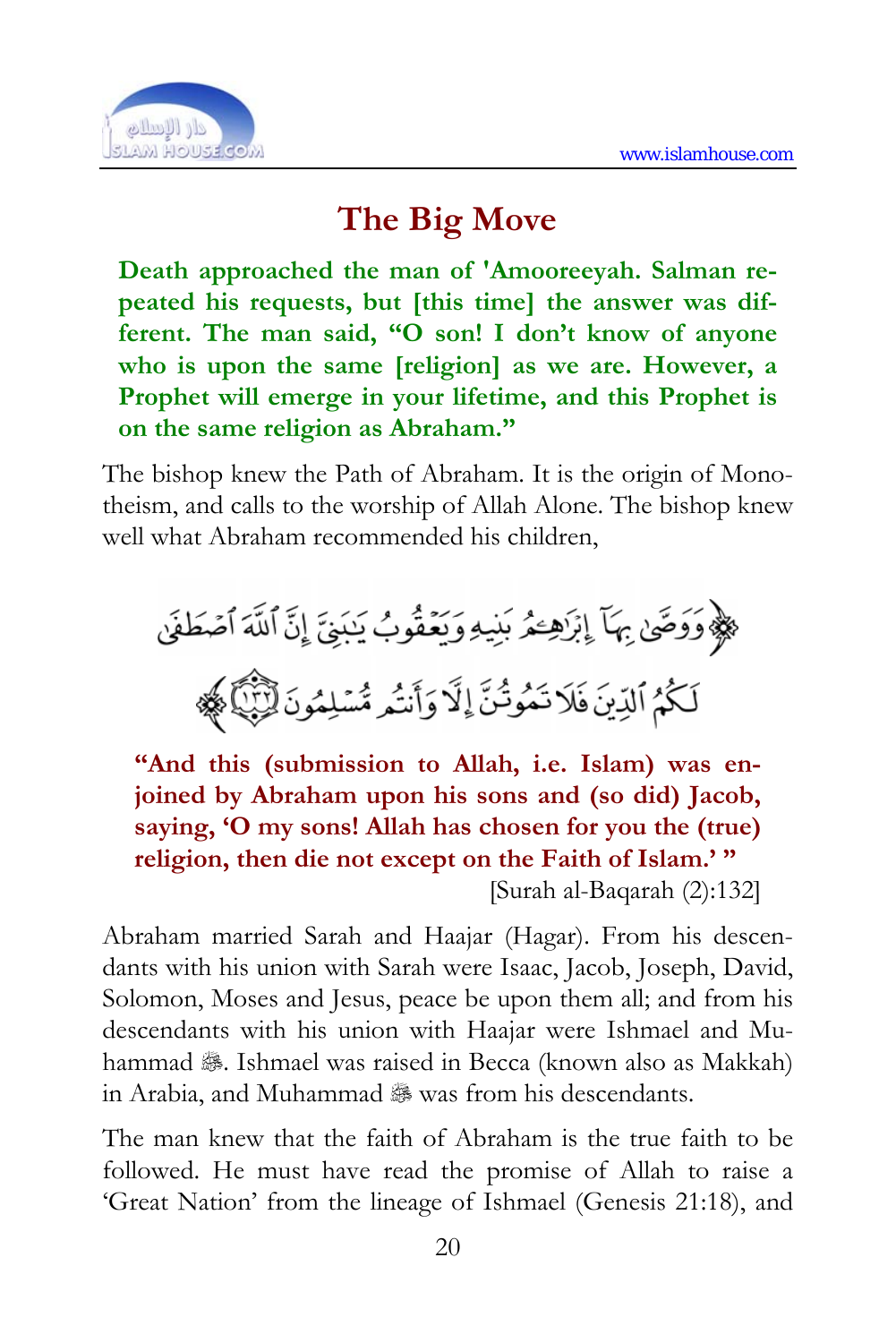# The Big Move

**Death approached the man of 'Amooreeyah. Salman repeated his requests, but [this time] the answer was different. The man said, "O son! I don't know of anyone who is upon the same [religion] as we are. However, a Prophet will emerge in your lifetime, and this Prophet is on the same religion as Abraham."**

The bishop knew the Path of Abraham. It is the origin of Monotheism, and calls to the worship of Allah Alone. The bishop knew well what Abraham recommended his children,

﴿وَوَصَّىٰ بِهَآ إِبْرَٰهِـۧمُ بَنِيهِ وَيَعْقُوبُ يَـٰبَنِىَّ إِنَّ ٱللَّهَ ٱصْطَفَىٰ لَكُمُ ٱلدِّينَ فَلَا تَمُوتُنَّ إِلَّا وَأَنتُم مُّسْلِمُونَ ﴿١٣٢﴾﴾

**"And this (submission to Allah, i.e. Islam) was enjoined by Abraham upon his sons and (so did) Jacob, saying, 'O my sons! Allah has chosen for you the (true) religion, then die not except on the Faith of Islam.' "**

[Surah al-Baqarah (2):132]

Abraham married Sarah and Haajar (Hagar). From his descendants with his union with Sarah were Isaac, Jacob, Joseph, David, Solomon, Moses and Jesus, peace be upon them all; and from his descendants with his union with Haajar were Ishmael and Muhammad ﷺ. Ishmael was raised in Becca (known also as Makkah) in Arabia, and Muhammad ﷺ was from his descendants.

The man knew that the faith of Abraham is the true faith to be followed. He must have read the promise of Allah to raise a 'Great Nation' from the lineage of Ishmael (Genesis 21:18), and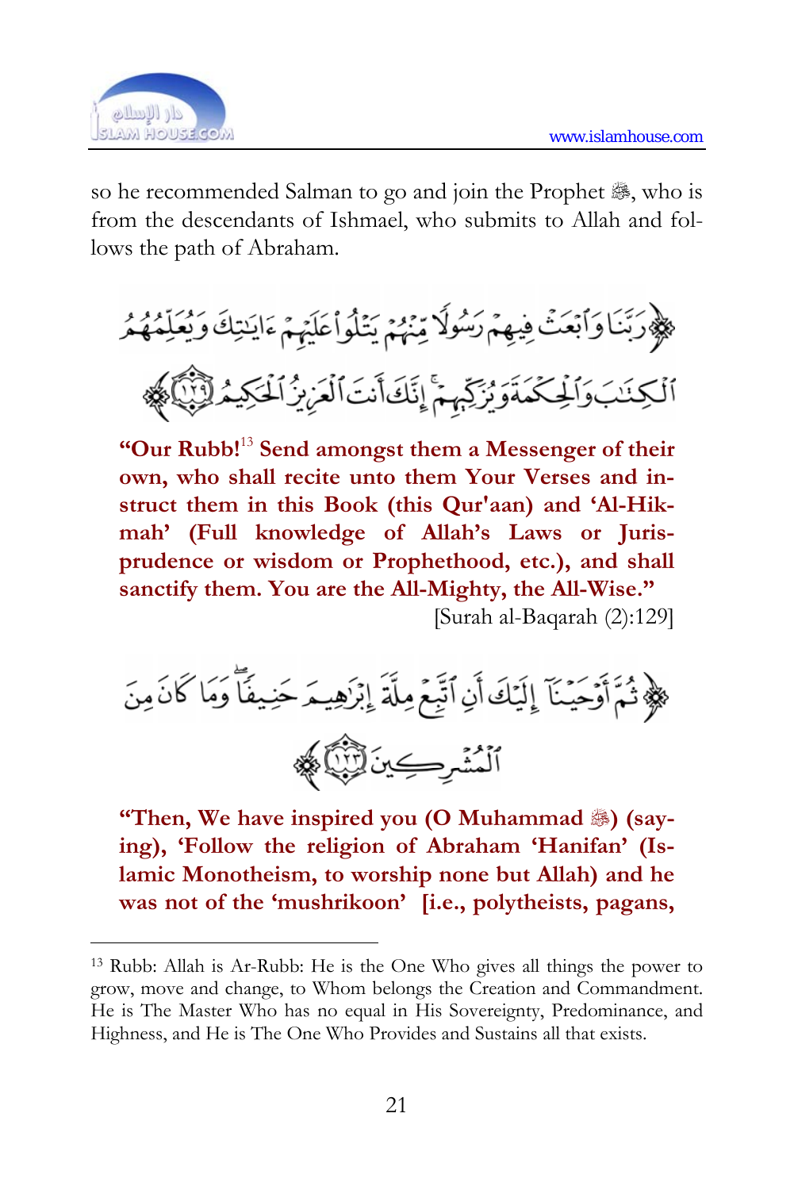so he recommended Salman to go and join the Prophet ﷺ, who is from the descendants of Ishmael, who submits to Allah and follows the path of Abraham.

﴿رَبَّنَا وَٱبْعَثْ فِيهِمْ رَسُولًا مِّنْهُمْ يَتْلُواْ عَلَيْهِمْ ءَايَٰتِكَ وَيُعَلِّمُهُمُ ٱلْكِتَٰبَ وَٱلْحِكْمَةَ وَيُزَكِّيهِمْ ۚ إِنَّكَ أَنتَ ٱلْعَزِيزُ ٱلْحَكِيمُ ﴿١٢٩﴾﴾

**"Our Rubb!**[13] **Send amongst them a Messenger of their own, who shall recite unto them Your Verses and instruct them in this Book (this Qur'aan) and 'Al-Hikmah' (Full knowledge of Allah's Laws or Jurisprudence or wisdom or Prophethood, etc.), and shall sanctify them. You are the All-Mighty, the All-Wise."**

[Surah al-Baqarah (2):129]

﴿ثُمَّ أَوْحَيْنَآ إِلَيْكَ أَنِ ٱتَّبِعْ مِلَّةَ إِبْرَٰهِيمَ حَنِيفًا ۖ وَمَا كَانَ مِنَ ٱلْمُشْرِكِينَ ﴿١٢٣﴾﴾

**"Then, We have inspired you (O Muhammad ﷺ) (saying), 'Follow the religion of Abraham 'Hanifan' (Islamic Monotheism, to worship none but Allah) and he was not of the 'mushrikoon' [i.e., polytheists, pagans,**

---

[13] Rubb: Allah is Ar-Rubb: He is the One Who gives all things the power to grow, move and change, to Whom belongs the Creation and Commandment. He is The Master Who has no equal in His Sovereignty, Predominance, and Highness, and He is The One Who Provides and Sustains all that exists.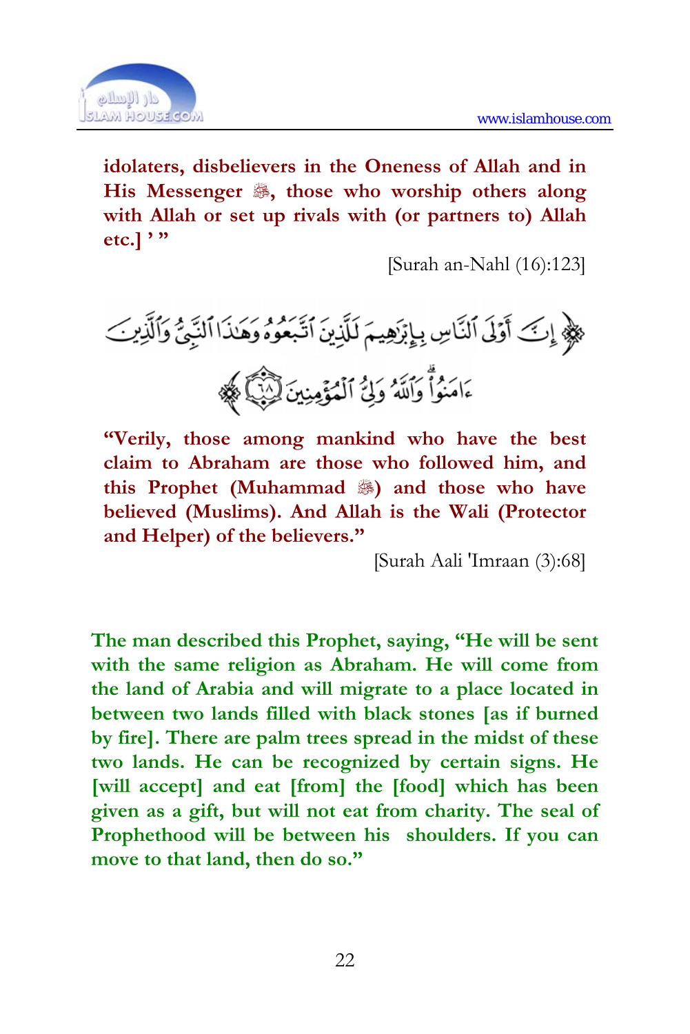**idolaters, disbelievers in the Oneness of Allah and in His Messenger ﷺ, those who worship others along with Allah or set up rivals with (or partners to) Allah etc.] ' "**

[Surah an-Nahl (16):123]

﴿ إِنَّ أَوْلَى ٱلنَّاسِ بِإِبْرَٰهِيمَ لَلَّذِينَ ٱتَّبَعُوهُ وَهَٰذَا ٱلنَّبِيُّ وَٱلَّذِينَ ءَامَنُوا۟ ۗ وَٱللَّهُ وَلِيُّ ٱلْمُؤْمِنِينَ ﴿٦٨﴾ ﴾

**"Verily, those among mankind who have the best claim to Abraham are those who followed him, and this Prophet (Muhammad ﷺ) and those who have believed (Muslims). And Allah is the Wali (Protector and Helper) of the believers."**

[Surah Aali 'Imraan (3):68]

**The man described this Prophet, saying, "He will be sent with the same religion as Abraham. He will come from the land of Arabia and will migrate to a place located in between two lands filled with black stones [as if burned by fire]. There are palm trees spread in the midst of these two lands. He can be recognized by certain signs. He [will accept] and eat [from] the [food] which has been given as a gift, but will not eat from charity. The seal of Prophethood will be between his shoulders. If you can move to that land, then do so."**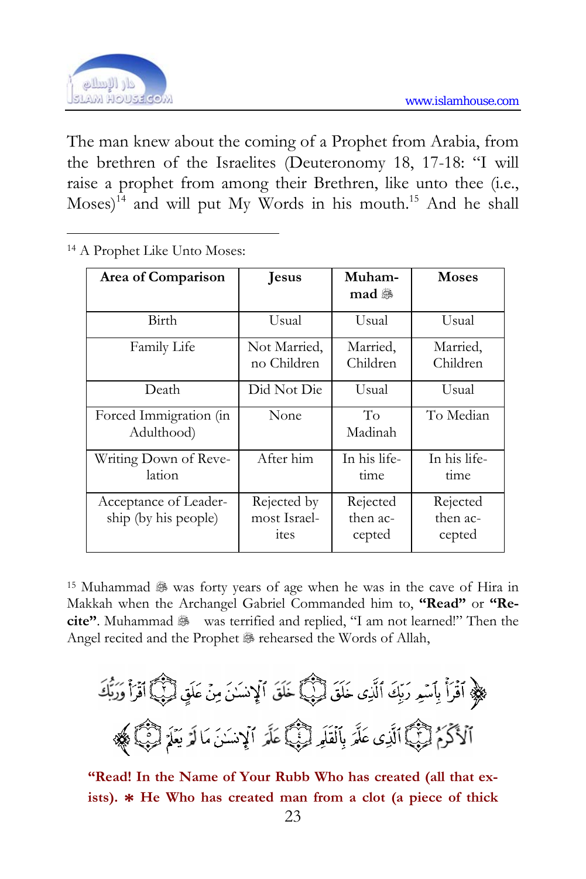The man knew about the coming of a Prophet from Arabia, from the brethren of the Israelites (Deuteronomy 18, 17-18: "I will raise a prophet from among their Brethren, like unto thee (i.e., Moses)[14] and will put My Words in his mouth.[15] And he shall

---

[14] A Prophet Like Unto Moses:

| Area of Comparison | Jesus | Muhammad ﷺ | Moses |
|---|---|---|---|
| Birth | Usual | Usual | Usual |
| Family Life | Not Married, no Children | Married, Children | Married, Children |
| Death | Did Not Die | Usual | Usual |
| Forced Immigration (in Adulthood) | None | To Madinah | To Median |
| Writing Down of Revelation | After him | In his lifetime | In his lifetime |
| Acceptance of Leadership (by his people) | Rejected by most Israelites | Rejected then accepted | Rejected then accepted |

[15] Muhammad ﷺ was forty years of age when he was in the cave of Hira in Makkah when the Archangel Gabriel Commanded him to, **"Read"** or **"Recite"**. Muhammad ﷺ was terrified and replied, "I am not learned!" Then the Angel recited and the Prophet ﷺ rehearsed the Words of Allah,

﴿ ٱقۡرَأۡ بِٱسۡمِ رَبِّكَ ٱلَّذِي خَلَقَ ۝١ خَلَقَ ٱلۡإِنسَٰنَ مِنۡ عَلَقٍ ۝٢ ٱقۡرَأۡ وَرَبُّكَ ٱلۡأَكۡرَمُ ۝٣ ٱلَّذِي عَلَّمَ بِٱلۡقَلَمِ ۝٤ عَلَّمَ ٱلۡإِنسَٰنَ مَا لَمۡ يَعۡلَمۡ ۝٥ ﴾

**"Read! In the Name of Your Rubb Who has created (all that exists). * He Who has created man from a clot (a piece of thick**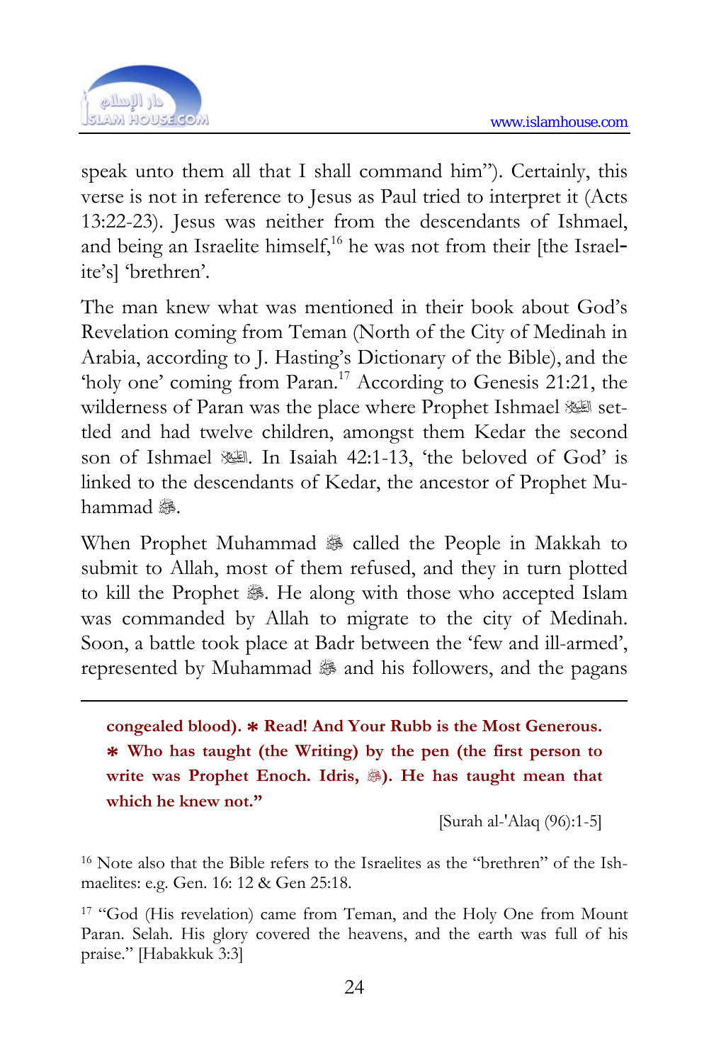speak unto them all that I shall command him"). Certainly, this verse is not in reference to Jesus as Paul tried to interpret it (Acts 13:22-23). Jesus was neither from the descendants of Ishmael, and being an Israelite himself,[16] he was not from their [the Israelite's] 'brethren'.

The man knew what was mentioned in their book about God's Revelation coming from Teman (North of the City of Medinah in Arabia, according to J. Hasting's Dictionary of the Bible), and the 'holy one' coming from Paran.[17] According to Genesis 21:21, the wilderness of Paran was the place where Prophet Ishmael ﷺ settled and had twelve children, amongst them Kedar the second son of Ishmael ﷺ. In Isaiah 42:1-13, 'the beloved of God' is linked to the descendants of Kedar, the ancestor of Prophet Muhammad ﷺ.

When Prophet Muhammad ﷺ called the People in Makkah to submit to Allah, most of them refused, and they in turn plotted to kill the Prophet ﷺ. He along with those who accepted Islam was commanded by Allah to migrate to the city of Medinah. Soon, a battle took place at Badr between the 'few and ill-armed', represented by Muhammad ﷺ and his followers, and the pagans

---

**congealed blood). ∗ Read! And Your Rubb is the Most Generous. ∗ Who has taught (the Writing) by the pen (the first person to write was Prophet Enoch. Idris, ﷺ). He has taught mean that which he knew not."**

[Surah al-'Alaq (96):1-5]

[16] Note also that the Bible refers to the Israelites as the "brethren" of the Ishmaelites: e.g. Gen. 16: 12 & Gen 25:18.

[17] "God (His revelation) came from Teman, and the Holy One from Mount Paran. Selah. His glory covered the heavens, and the earth was full of his praise." [Habakkuk 3:3]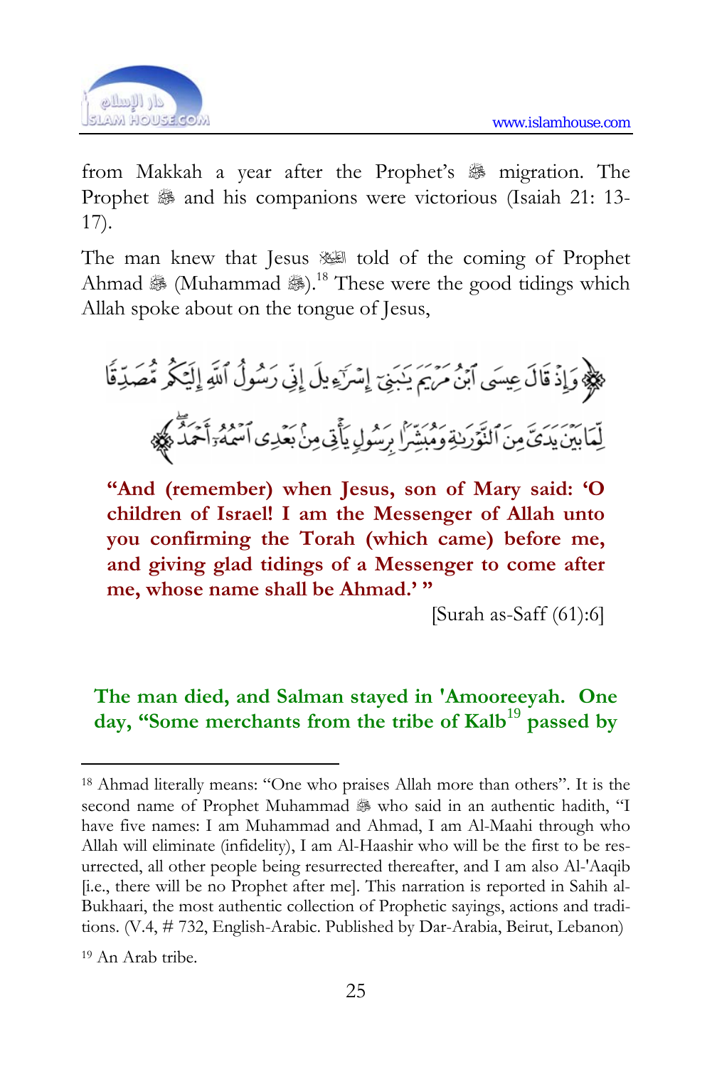from Makkah a year after the Prophet's ﷺ migration. The Prophet ﷺ and his companions were victorious (Isaiah 21: 13-17).

The man knew that Jesus ﷺ told of the coming of Prophet Ahmad ﷺ (Muhammad ﷺ).[18] These were the good tidings which Allah spoke about on the tongue of Jesus,

﴿وَإِذْ قَالَ عِيسَى ٱبْنُ مَرْيَمَ يَٰبَنِىٓ إِسْرَٰٓءِيلَ إِنِّى رَسُولُ ٱللَّهِ إِلَيْكُم مُّصَدِّقًا لِّمَا بَيْنَ يَدَىَّ مِنَ ٱلتَّوْرَىٰةِ وَمُبَشِّرًۢا بِرَسُولٍ يَأْتِى مِنۢ بَعْدِى ٱسْمُهُۥٓ أَحْمَدُ﴾

**"And (remember) when Jesus, son of Mary said: 'O children of Israel! I am the Messenger of Allah unto you confirming the Torah (which came) before me, and giving glad tidings of a Messenger to come after me, whose name shall be Ahmad.' "**

[Surah as-Saff (61):6]

**The man died, and Salman stayed in 'Amooreeyah. One day, "Some merchants from the tribe of Kalb[19] passed by**

---

[18] Ahmad literally means: "One who praises Allah more than others". It is the second name of Prophet Muhammad ﷺ who said in an authentic hadith, "I have five names: I am Muhammad and Ahmad, I am Al-Maahi through who Allah will eliminate (infidelity), I am Al-Haashir who will be the first to be resurrected, all other people being resurrected thereafter, and I am also Al-'Aaqib [i.e., there will be no Prophet after me]. This narration is reported in Sahih al-Bukhaari, the most authentic collection of Prophetic sayings, actions and traditions. (V.4, # 732, English-Arabic. Published by Dar-Arabia, Beirut, Lebanon)

[19] An Arab tribe.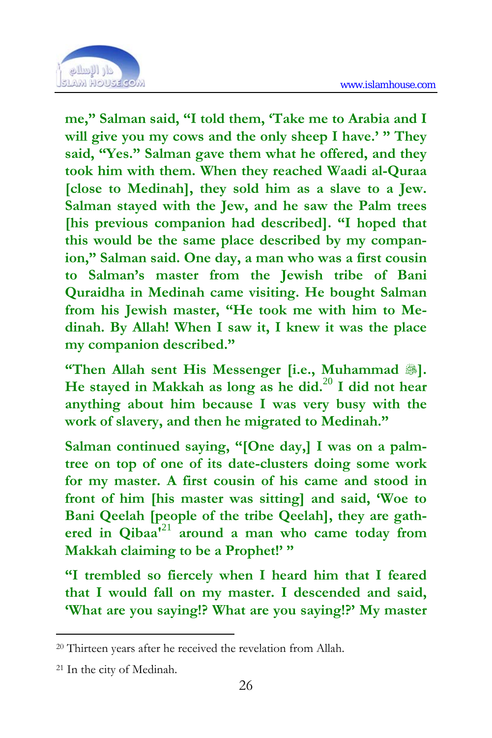**me," Salman said, "I told them, 'Take me to Arabia and I will give you my cows and the only sheep I have.' " They said, "Yes." Salman gave them what he offered, and they took him with them. When they reached Waadi al-Quraa [close to Medinah], they sold him as a slave to a Jew. Salman stayed with the Jew, and he saw the Palm trees [his previous companion had described]. "I hoped that this would be the same place described by my companion," Salman said. One day, a man who was a first cousin to Salman's master from the Jewish tribe of Bani Quraidha in Medinah came visiting. He bought Salman from his Jewish master, "He took me with him to Medinah. By Allah! When I saw it, I knew it was the place my companion described."**

**"Then Allah sent His Messenger [i.e., Muhammad ﷺ]. He stayed in Makkah as long as he did.[20] I did not hear anything about him because I was very busy with the work of slavery, and then he migrated to Medinah."**

**Salman continued saying, "[One day,] I was on a palm-tree on top of one of its date-clusters doing some work for my master. A first cousin of his came and stood in front of him [his master was sitting] and said, 'Woe to Bani Qeelah [people of the tribe Qeelah], they are gathered in Qibaa'[21] around a man who came today from Makkah claiming to be a Prophet!' "**

**"I trembled so fiercely when I heard him that I feared that I would fall on my master. I descended and said, 'What are you saying!? What are you saying!?' My master**

---

[20] Thirteen years after he received the revelation from Allah.

[21] In the city of Medinah.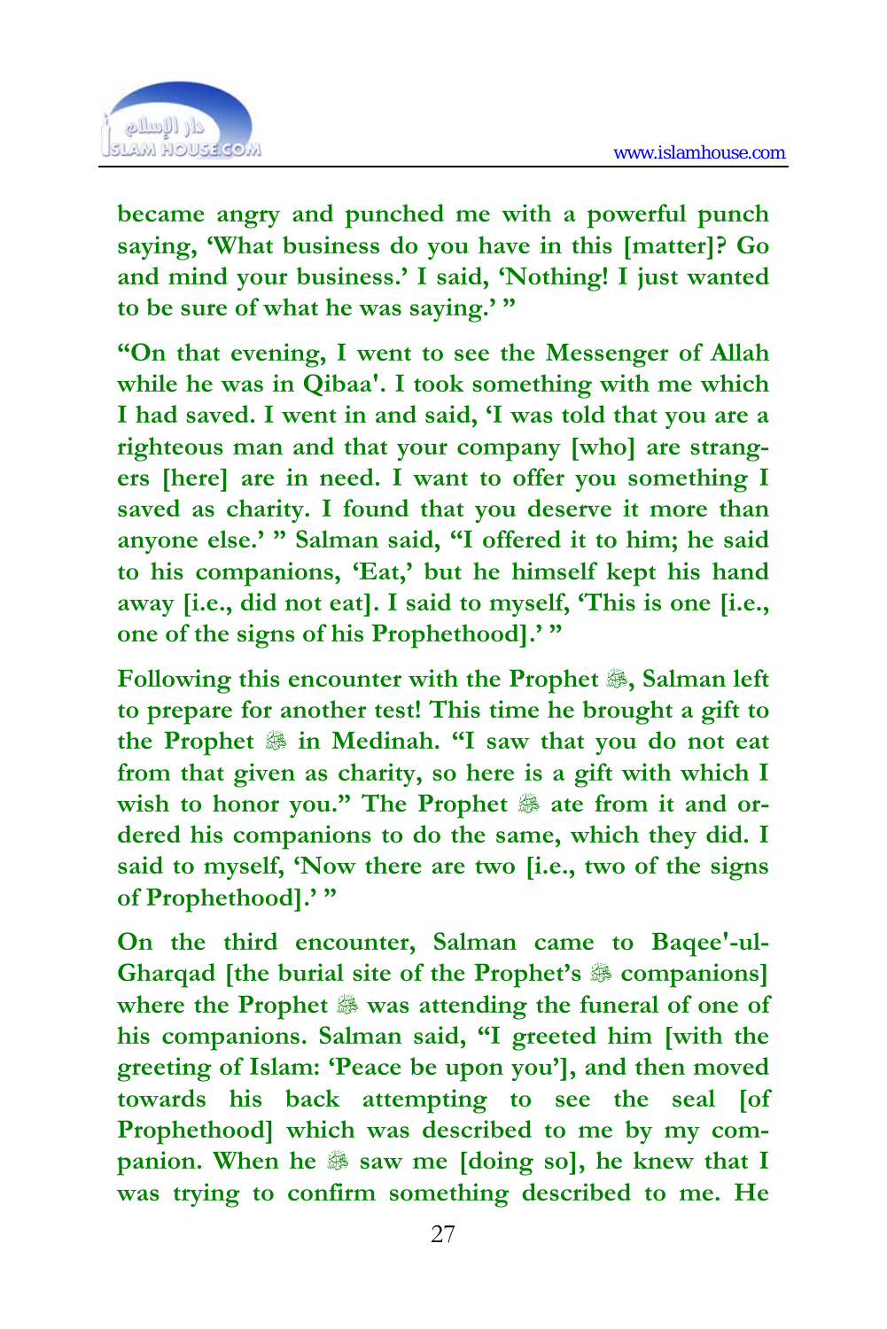**became angry and punched me with a powerful punch saying, 'What business do you have in this [matter]? Go and mind your business.' I said, 'Nothing! I just wanted to be sure of what he was saying.' "**

**"On that evening, I went to see the Messenger of Allah while he was in Qibaa'. I took something with me which I had saved. I went in and said, 'I was told that you are a righteous man and that your company [who] are strangers [here] are in need. I want to offer you something I saved as charity. I found that you deserve it more than anyone else.' " Salman said, "I offered it to him; he said to his companions, 'Eat,' but he himself kept his hand away [i.e., did not eat]. I said to myself, 'This is one [i.e., one of the signs of his Prophethood].' "**

**Following this encounter with the Prophet ﷺ, Salman left to prepare for another test! This time he brought a gift to the Prophet ﷺ in Medinah. "I saw that you do not eat from that given as charity, so here is a gift with which I wish to honor you." The Prophet ﷺ ate from it and ordered his companions to do the same, which they did. I said to myself, 'Now there are two [i.e., two of the signs of Prophethood].' "**

**On the third encounter, Salman came to Baqee'-ul-Gharqad [the burial site of the Prophet's ﷺ companions] where the Prophet ﷺ was attending the funeral of one of his companions. Salman said, "I greeted him [with the greeting of Islam: 'Peace be upon you'], and then moved towards his back attempting to see the seal [of Prophethood] which was described to me by my companion. When he ﷺ saw me [doing so], he knew that I was trying to confirm something described to me. He**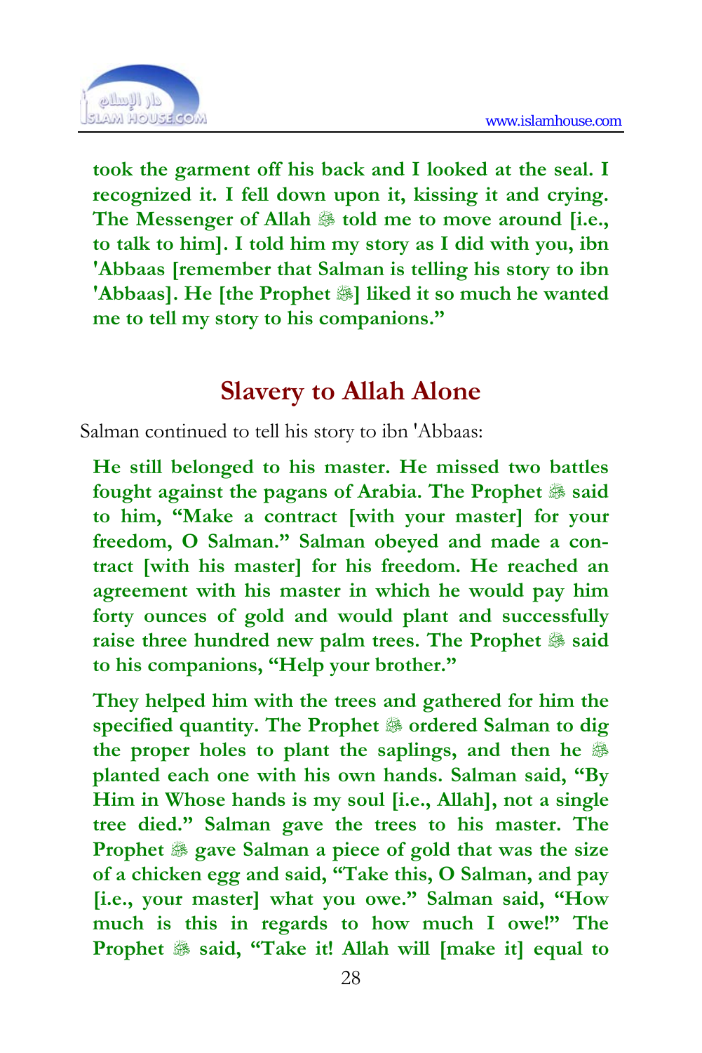**took the garment off his back and I looked at the seal. I recognized it. I fell down upon it, kissing it and crying. The Messenger of Allah ﷺ told me to move around [i.e., to talk to him]. I told him my story as I did with you, ibn 'Abbaas [remember that Salman is telling his story to ibn 'Abbaas]. He [the Prophet ﷺ] liked it so much he wanted me to tell my story to his companions."**

## Slavery to Allah Alone

Salman continued to tell his story to ibn 'Abbaas:

**He still belonged to his master. He missed two battles fought against the pagans of Arabia. The Prophet ﷺ said to him, "Make a contract [with your master] for your freedom, O Salman." Salman obeyed and made a contract [with his master] for his freedom. He reached an agreement with his master in which he would pay him forty ounces of gold and would plant and successfully raise three hundred new palm trees. The Prophet ﷺ said to his companions, "Help your brother."**

**They helped him with the trees and gathered for him the specified quantity. The Prophet ﷺ ordered Salman to dig the proper holes to plant the saplings, and then he ﷺ planted each one with his own hands. Salman said, "By Him in Whose hands is my soul [i.e., Allah], not a single tree died." Salman gave the trees to his master. The Prophet ﷺ gave Salman a piece of gold that was the size of a chicken egg and said, "Take this, O Salman, and pay [i.e., your master] what you owe." Salman said, "How much is this in regards to how much I owe!" The Prophet ﷺ said, "Take it! Allah will [make it] equal to**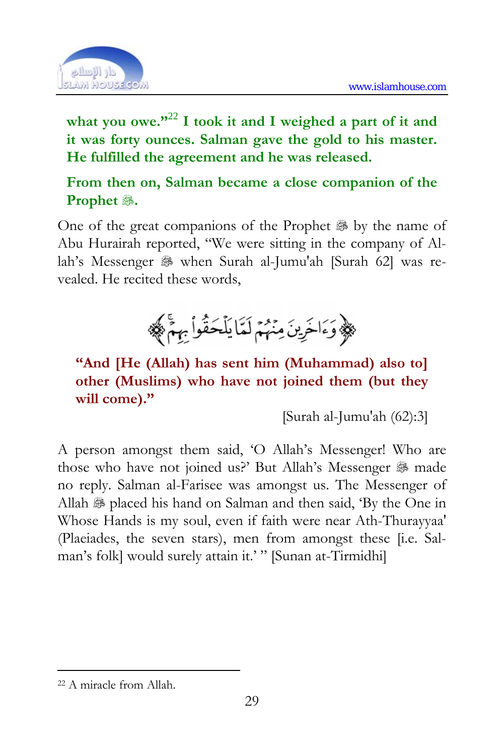**what you owe."[22] I took it and I weighed a part of it and it was forty ounces. Salman gave the gold to his master. He fulfilled the agreement and he was released.**

**From then on, Salman became a close companion of the Prophet ﷺ.**

One of the great companions of the Prophet ﷺ by the name of Abu Hurairah reported, "We were sitting in the company of Allah's Messenger ﷺ when Surah al-Jumu'ah [Surah 62] was revealed. He recited these words,

﴿وَءَاخَرِينَ مِنْهُمْ لَمَّا يَلْحَقُوا۟ بِهِمْ﴾

**"And [He (Allah) has sent him (Muhammad) also to] other (Muslims) who have not joined them (but they will come)."**

[Surah al-Jumu'ah (62):3]

A person amongst them said, 'O Allah's Messenger! Who are those who have not joined us?' But Allah's Messenger ﷺ made no reply. Salman al-Farisee was amongst us. The Messenger of Allah ﷺ placed his hand on Salman and then said, 'By the One in Whose Hands is my soul, even if faith were near Ath-Thurayyaa' (Plaeiades, the seven stars), men from amongst these [i.e. Salman's folk] would surely attain it.' " [Sunan at-Tirmidhi]

---

[22] A miracle from Allah.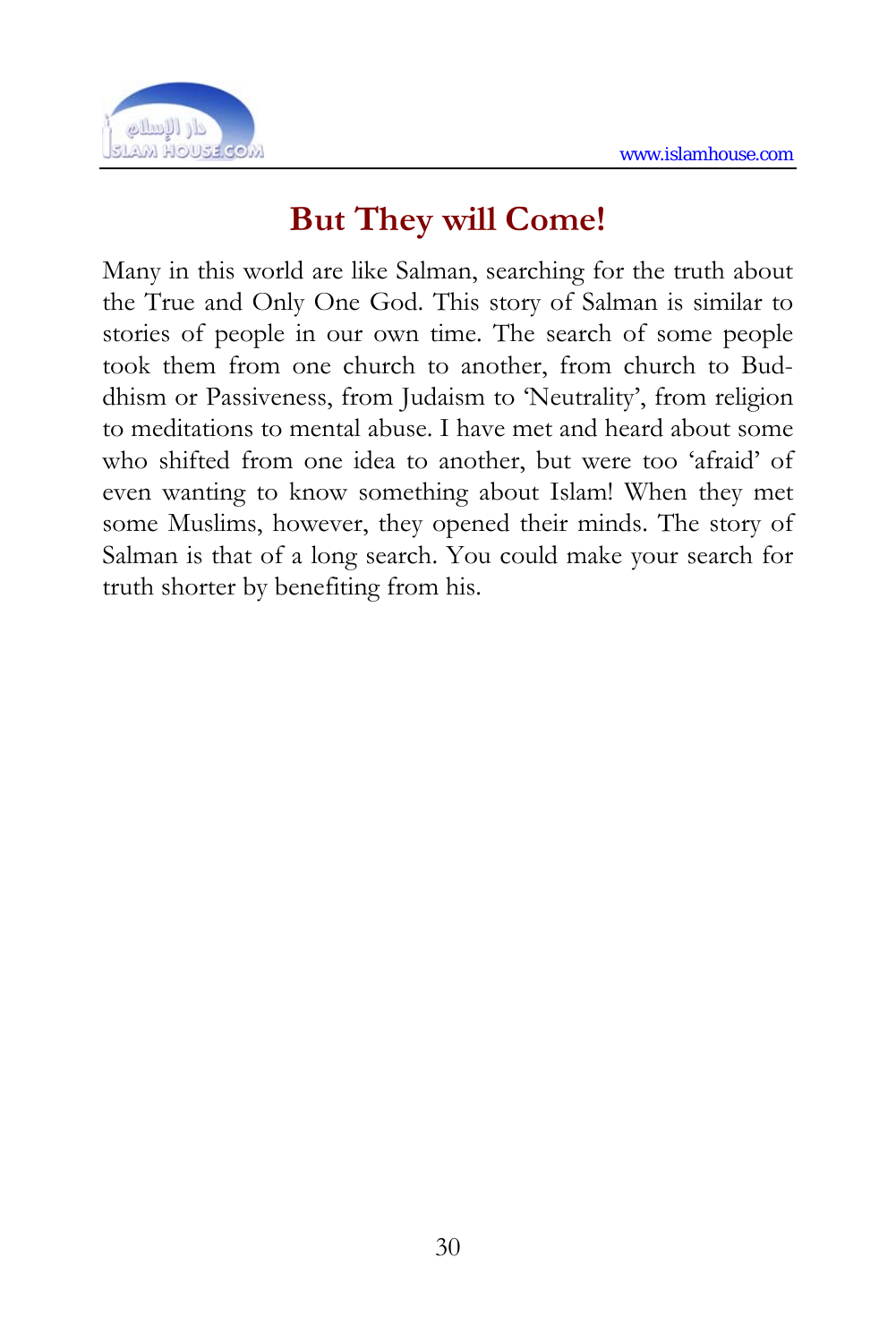# But They will Come!

Many in this world are like Salman, searching for the truth about the True and Only One God. This story of Salman is similar to stories of people in our own time. The search of some people took them from one church to another, from church to Buddhism or Passiveness, from Judaism to 'Neutrality', from religion to meditations to mental abuse. I have met and heard about some who shifted from one idea to another, but were too 'afraid' of even wanting to know something about Islam! When they met some Muslims, however, they opened their minds. The story of Salman is that of a long search. You could make your search for truth shorter by benefiting from his.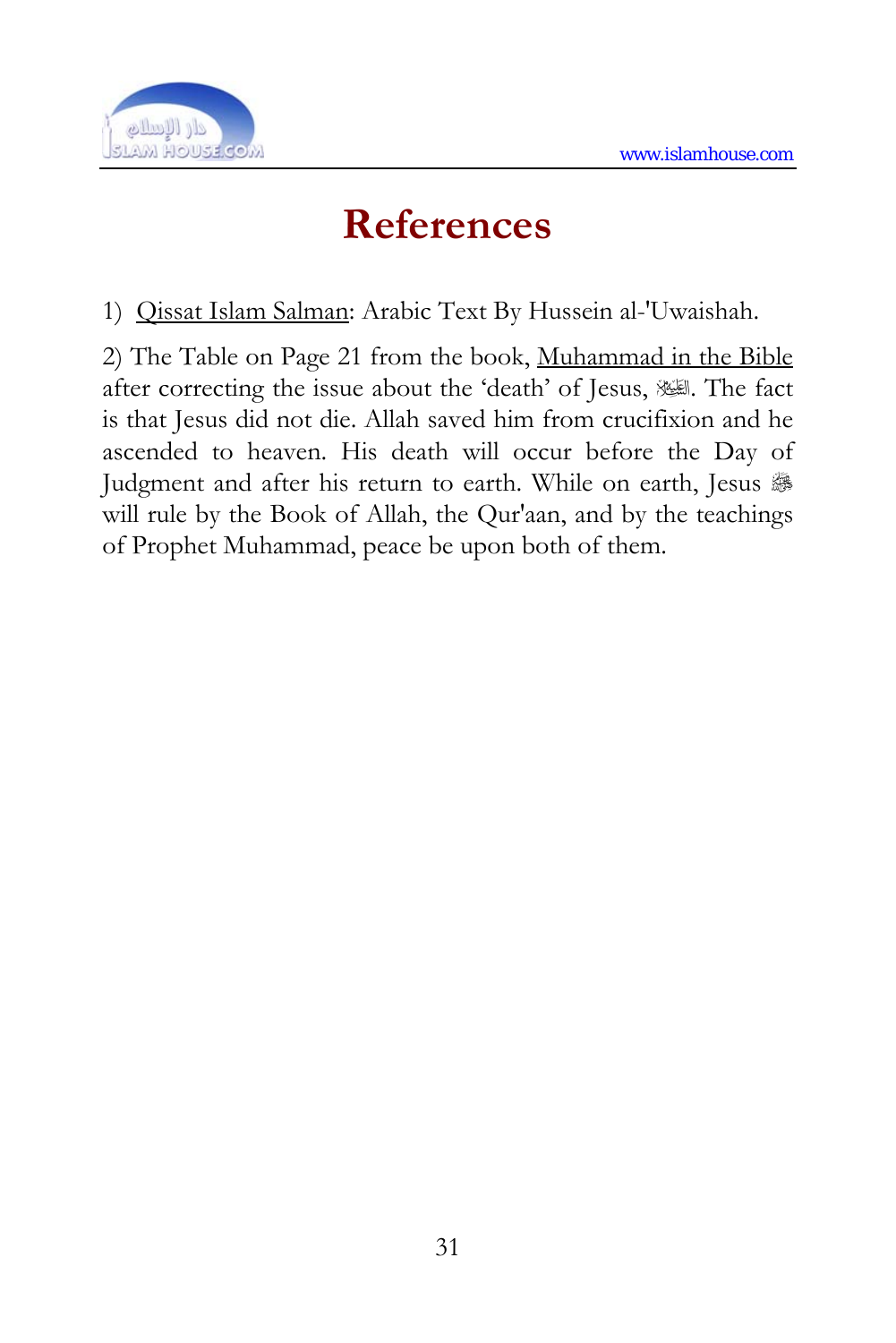# References

1) Qissat Islam Salman: Arabic Text By Hussein al-'Uwaishah.

2) The Table on Page 21 from the book, Muhammad in the Bible after correcting the issue about the 'death' of Jesus, ﷺ. The fact is that Jesus did not die. Allah saved him from crucifixion and he ascended to heaven. His death will occur before the Day of Judgment and after his return to earth. While on earth, Jesus ﷺ will rule by the Book of Allah, the Qur'aan, and by the teachings of Prophet Muhammad, peace be upon both of them.